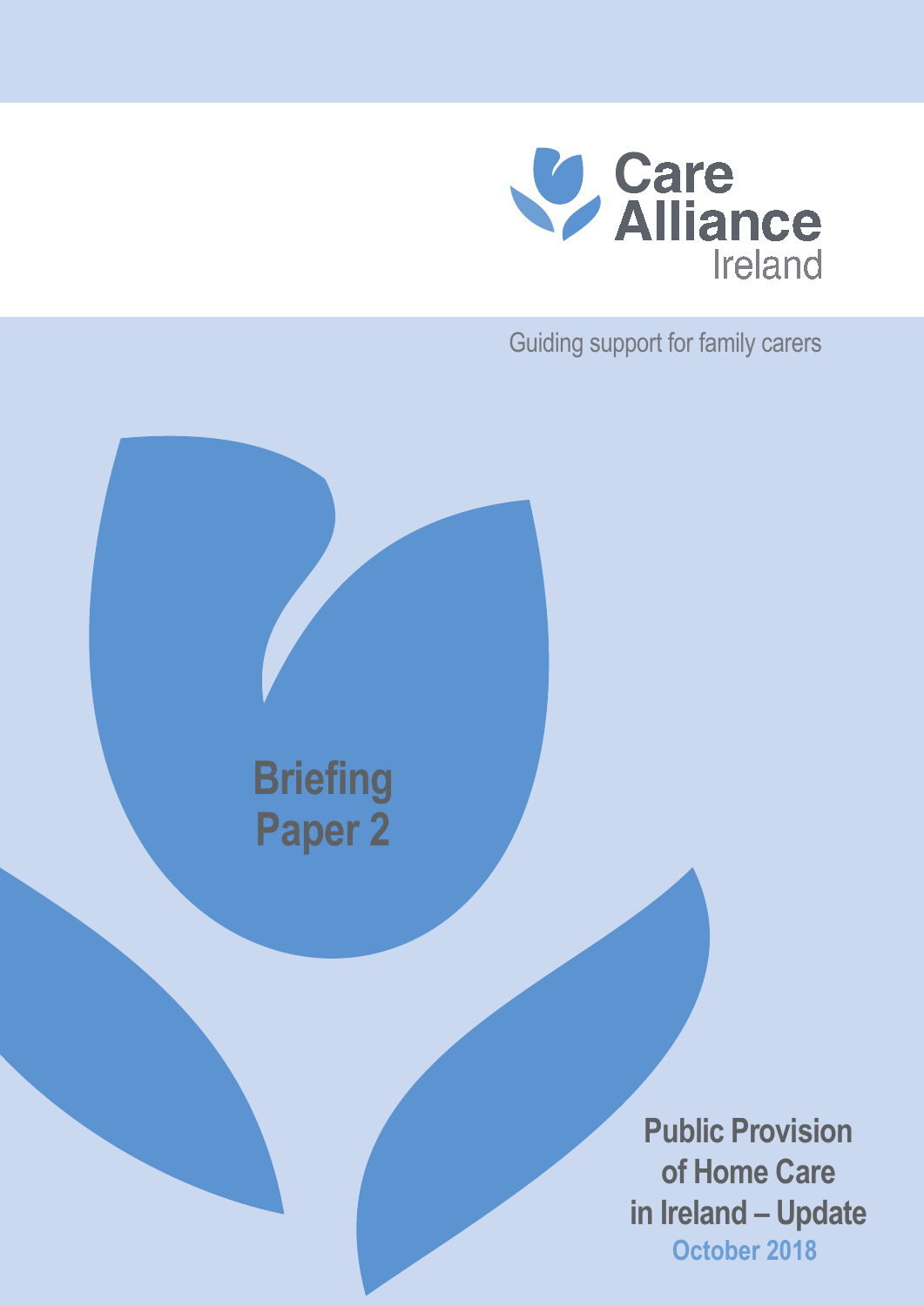Care Alliance Ireland

Guiding support for family carers

# Briefing Paper 2

## Public Provision of Home Care in Ireland – Update

October 2018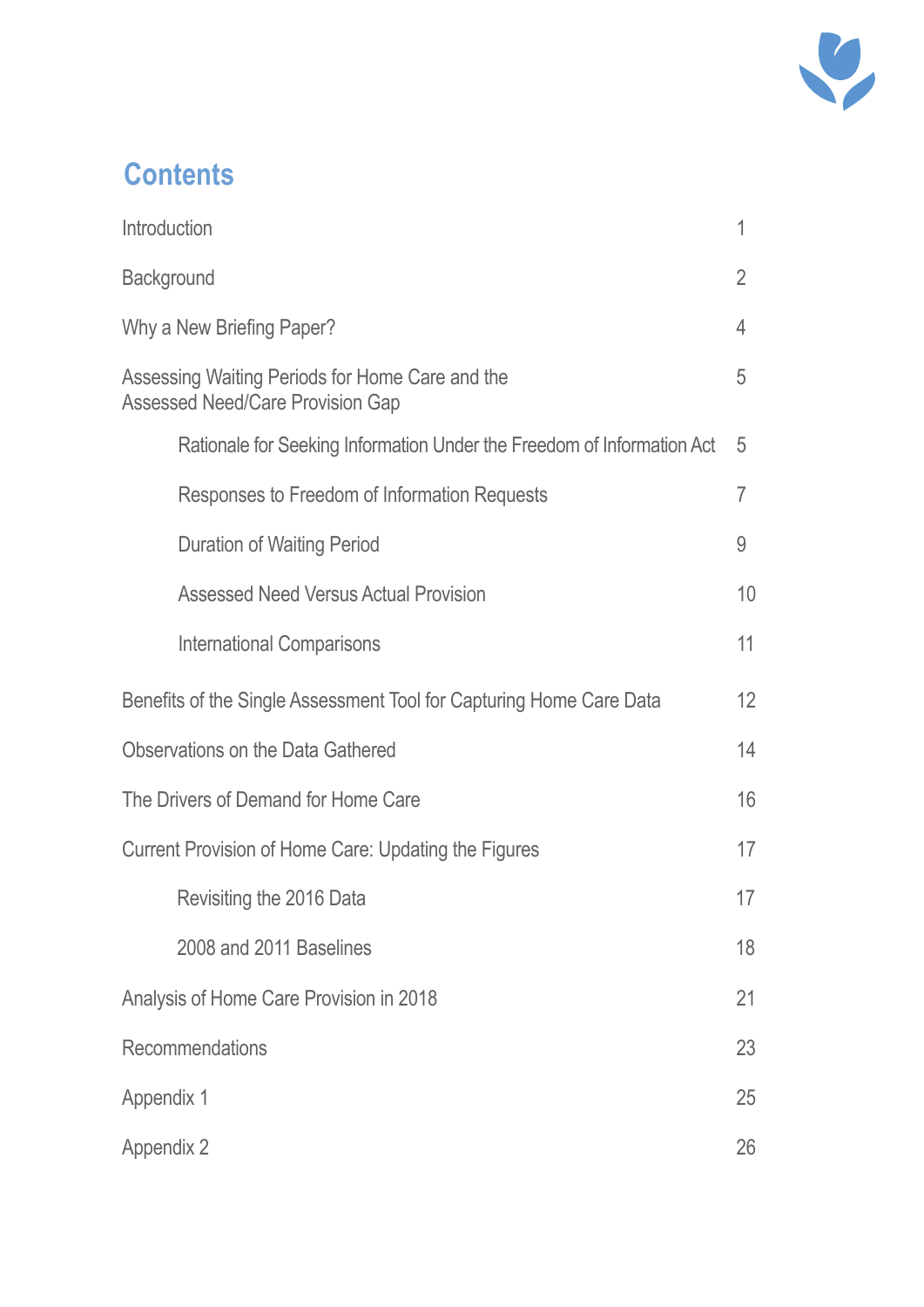# Contents

| | |
|---|---|
| Introduction | 1 |
| Background | 2 |
| Why a New Briefing Paper? | 4 |
| Assessing Waiting Periods for Home Care and the Assessed Need/Care Provision Gap | 5 |
| Rationale for Seeking Information Under the Freedom of Information Act | 5 |
| Responses to Freedom of Information Requests | 7 |
| Duration of Waiting Period | 9 |
| Assessed Need Versus Actual Provision | 10 |
| International Comparisons | 11 |
| Benefits of the Single Assessment Tool for Capturing Home Care Data | 12 |
| Observations on the Data Gathered | 14 |
| The Drivers of Demand for Home Care | 16 |
| Current Provision of Home Care: Updating the Figures | 17 |
| Revisiting the 2016 Data | 17 |
| 2008 and 2011 Baselines | 18 |
| Analysis of Home Care Provision in 2018 | 21 |
| Recommendations | 23 |
| Appendix 1 | 25 |
| Appendix 2 | 26 |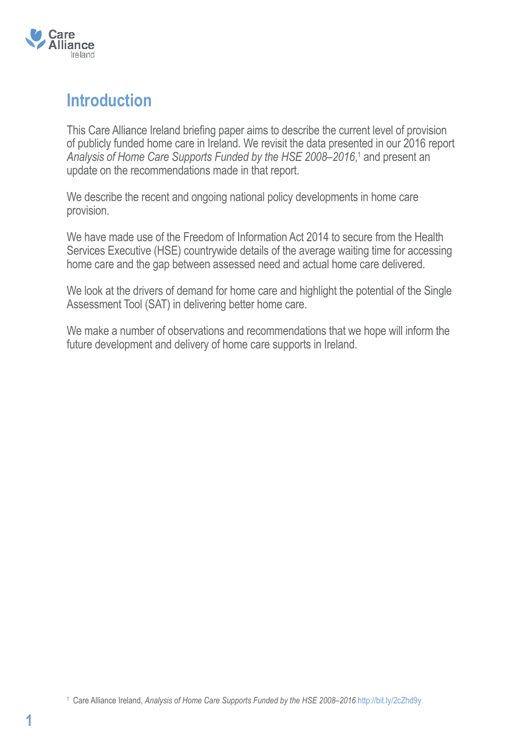# Introduction

This Care Alliance Ireland briefing paper aims to describe the current level of provision of publicly funded home care in Ireland. We revisit the data presented in our 2016 report *Analysis of Home Care Supports Funded by the HSE 2008–2016*,[1] and present an update on the recommendations made in that report.

We describe the recent and ongoing national policy developments in home care provision.

We have made use of the Freedom of Information Act 2014 to secure from the Health Services Executive (HSE) countrywide details of the average waiting time for accessing home care and the gap between assessed need and actual home care delivered.

We look at the drivers of demand for home care and highlight the potential of the Single Assessment Tool (SAT) in delivering better home care.

We make a number of observations and recommendations that we hope will inform the future development and delivery of home care supports in Ireland.

[1] Care Alliance Ireland, *Analysis of Home Care Supports Funded by the HSE 2008–2016* http://bit.ly/2cZhd9y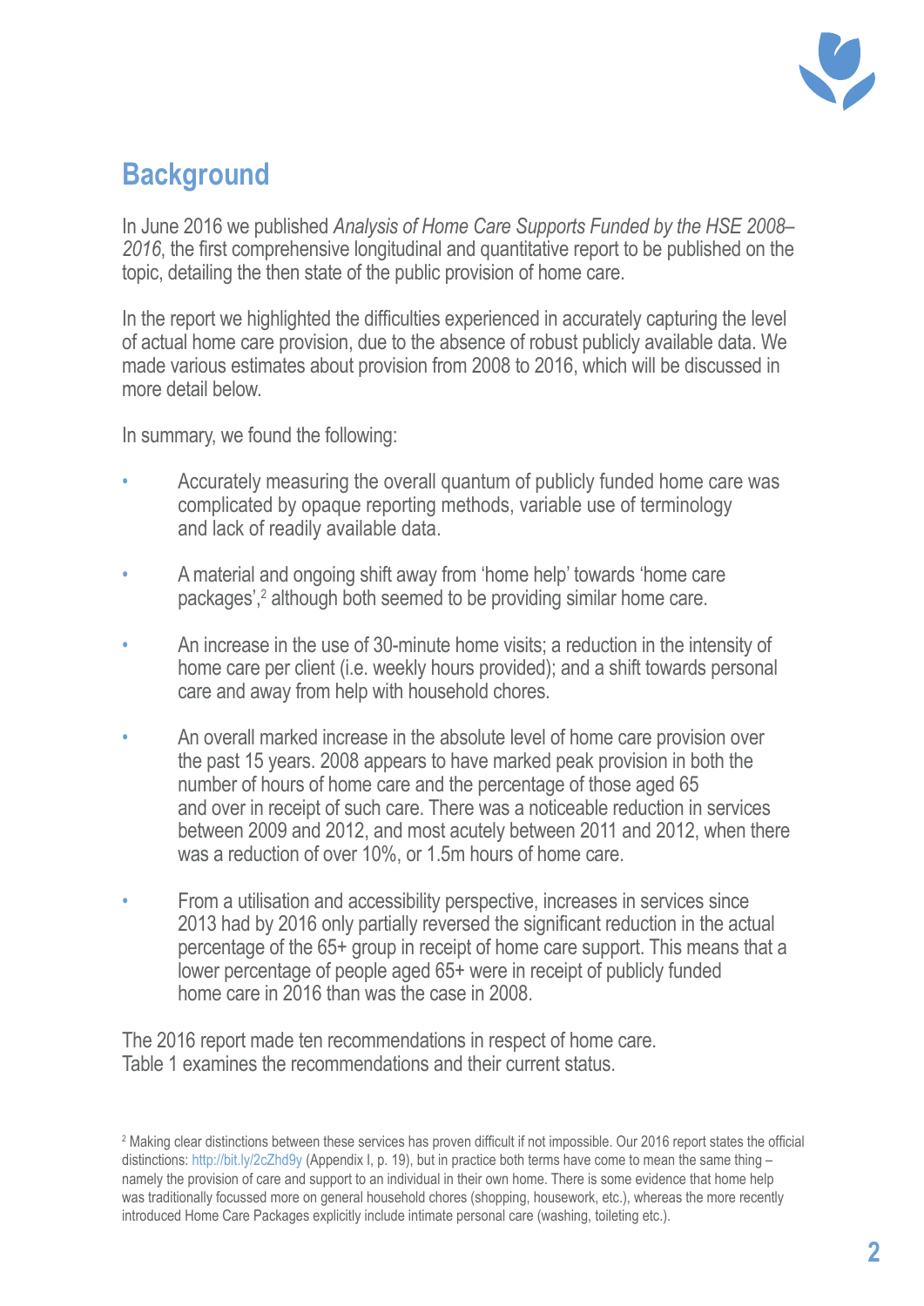## Background

In June 2016 we published *Analysis of Home Care Supports Funded by the HSE 2008–2016*, the first comprehensive longitudinal and quantitative report to be published on the topic, detailing the then state of the public provision of home care.

In the report we highlighted the difficulties experienced in accurately capturing the level of actual home care provision, due to the absence of robust publicly available data. We made various estimates about provision from 2008 to 2016, which will be discussed in more detail below.

In summary, we found the following:

- Accurately measuring the overall quantum of publicly funded home care was complicated by opaque reporting methods, variable use of terminology and lack of readily available data.
- A material and ongoing shift away from 'home help' towards 'home care packages',[2] although both seemed to be providing similar home care.
- An increase in the use of 30-minute home visits; a reduction in the intensity of home care per client (i.e. weekly hours provided); and a shift towards personal care and away from help with household chores.
- An overall marked increase in the absolute level of home care provision over the past 15 years. 2008 appears to have marked peak provision in both the number of hours of home care and the percentage of those aged 65 and over in receipt of such care. There was a noticeable reduction in services between 2009 and 2012, and most acutely between 2011 and 2012, when there was a reduction of over 10%, or 1.5m hours of home care.
- From a utilisation and accessibility perspective, increases in services since 2013 had by 2016 only partially reversed the significant reduction in the actual percentage of the 65+ group in receipt of home care support. This means that a lower percentage of people aged 65+ were in receipt of publicly funded home care in 2016 than was the case in 2008.

The 2016 report made ten recommendations in respect of home care. Table 1 examines the recommendations and their current status.

[2] Making clear distinctions between these services has proven difficult if not impossible. Our 2016 report states the official distinctions: http://bit.ly/2cZhd9y (Appendix I, p. 19), but in practice both terms have come to mean the same thing – namely the provision of care and support to an individual in their own home. There is some evidence that home help was traditionally focussed more on general household chores (shopping, housework, etc.), whereas the more recently introduced Home Care Packages explicitly include intimate personal care (washing, toileting etc.).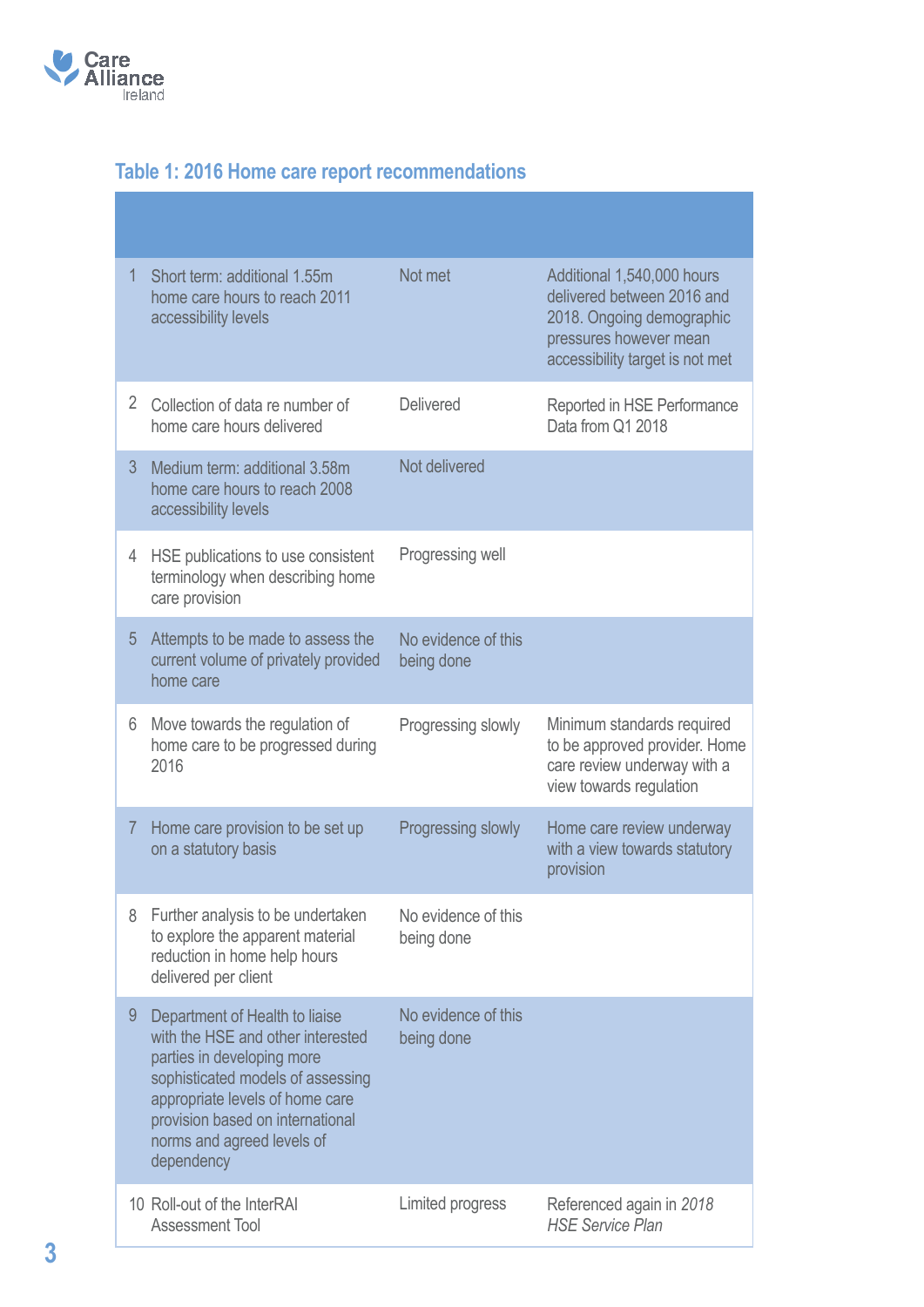### Table 1: 2016 Home care report recommendations

| | | | |
|---|---|---|---|
| 1 | Short term: additional 1.55m home care hours to reach 2011 accessibility levels | Not met | Additional 1,540,000 hours delivered between 2016 and 2018. Ongoing demographic pressures however mean accessibility target is not met |
| 2 | Collection of data re number of home care hours delivered | Delivered | Reported in HSE Performance Data from Q1 2018 |
| 3 | Medium term: additional 3.58m home care hours to reach 2008 accessibility levels | Not delivered | |
| 4 | HSE publications to use consistent terminology when describing home care provision | Progressing well | |
| 5 | Attempts to be made to assess the current volume of privately provided home care | No evidence of this being done | |
| 6 | Move towards the regulation of home care to be progressed during 2016 | Progressing slowly | Minimum standards required to be approved provider. Home care review underway with a view towards regulation |
| 7 | Home care provision to be set up on a statutory basis | Progressing slowly | Home care review underway with a view towards statutory provision |
| 8 | Further analysis to be undertaken to explore the apparent material reduction in home help hours delivered per client | No evidence of this being done | |
| 9 | Department of Health to liaise with the HSE and other interested parties in developing more sophisticated models of assessing appropriate levels of home care provision based on international norms and agreed levels of dependency | No evidence of this being done | |
| 10 | Roll-out of the InterRAI Assessment Tool | Limited progress | Referenced again in *2018 HSE Service Plan* |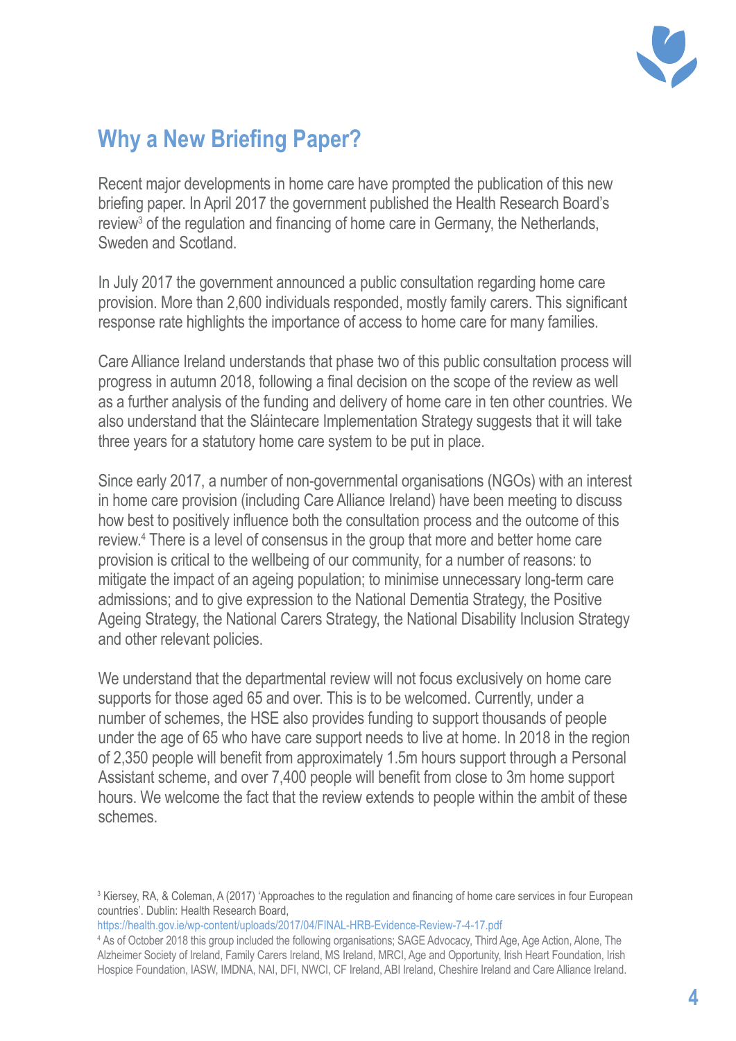## Why a New Briefing Paper?

Recent major developments in home care have prompted the publication of this new briefing paper. In April 2017 the government published the Health Research Board's review[3] of the regulation and financing of home care in Germany, the Netherlands, Sweden and Scotland.

In July 2017 the government announced a public consultation regarding home care provision. More than 2,600 individuals responded, mostly family carers. This significant response rate highlights the importance of access to home care for many families.

Care Alliance Ireland understands that phase two of this public consultation process will progress in autumn 2018, following a final decision on the scope of the review as well as a further analysis of the funding and delivery of home care in ten other countries. We also understand that the Sláintecare Implementation Strategy suggests that it will take three years for a statutory home care system to be put in place.

Since early 2017, a number of non-governmental organisations (NGOs) with an interest in home care provision (including Care Alliance Ireland) have been meeting to discuss how best to positively influence both the consultation process and the outcome of this review.[4] There is a level of consensus in the group that more and better home care provision is critical to the wellbeing of our community, for a number of reasons: to mitigate the impact of an ageing population; to minimise unnecessary long-term care admissions; and to give expression to the National Dementia Strategy, the Positive Ageing Strategy, the National Carers Strategy, the National Disability Inclusion Strategy and other relevant policies.

We understand that the departmental review will not focus exclusively on home care supports for those aged 65 and over. This is to be welcomed. Currently, under a number of schemes, the HSE also provides funding to support thousands of people under the age of 65 who have care support needs to live at home. In 2018 in the region of 2,350 people will benefit from approximately 1.5m hours support through a Personal Assistant scheme, and over 7,400 people will benefit from close to 3m home support hours. We welcome the fact that the review extends to people within the ambit of these schemes.

---

[3] Kiersey, RA, & Coleman, A (2017) 'Approaches to the regulation and financing of home care services in four European countries'. Dublin: Health Research Board, https://health.gov.ie/wp-content/uploads/2017/04/FINAL-HRB-Evidence-Review-7-4-17.pdf

[4] As of October 2018 this group included the following organisations; SAGE Advocacy, Third Age, Age Action, Alone, The Alzheimer Society of Ireland, Family Carers Ireland, MS Ireland, MRCI, Age and Opportunity, Irish Heart Foundation, Irish Hospice Foundation, IASW, IMDNA, NAI, DFI, NWCI, CF Ireland, ABI Ireland, Cheshire Ireland and Care Alliance Ireland.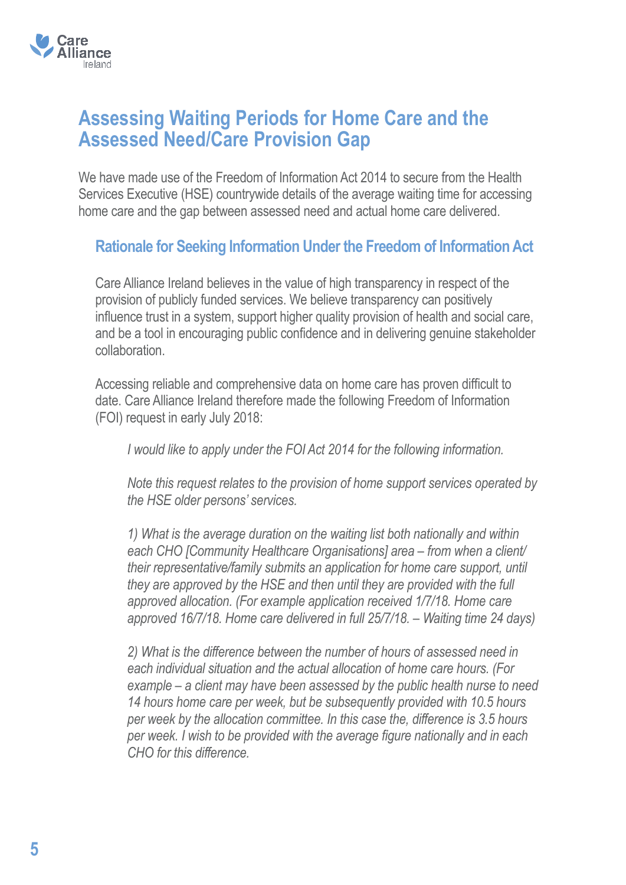## Assessing Waiting Periods for Home Care and the Assessed Need/Care Provision Gap

We have made use of the Freedom of Information Act 2014 to secure from the Health Services Executive (HSE) countrywide details of the average waiting time for accessing home care and the gap between assessed need and actual home care delivered.

### Rationale for Seeking Information Under the Freedom of Information Act

Care Alliance Ireland believes in the value of high transparency in respect of the provision of publicly funded services. We believe transparency can positively influence trust in a system, support higher quality provision of health and social care, and be a tool in encouraging public confidence and in delivering genuine stakeholder collaboration.

Accessing reliable and comprehensive data on home care has proven difficult to date. Care Alliance Ireland therefore made the following Freedom of Information (FOI) request in early July 2018:

> *I would like to apply under the FOI Act 2014 for the following information.*
>
> *Note this request relates to the provision of home support services operated by the HSE older persons' services.*
>
> *1) What is the average duration on the waiting list both nationally and within each CHO [Community Healthcare Organisations] area – from when a client/ their representative/family submits an application for home care support, until they are approved by the HSE and then until they are provided with the full approved allocation. (For example application received 1/7/18. Home care approved 16/7/18. Home care delivered in full 25/7/18. – Waiting time 24 days)*
>
> *2) What is the difference between the number of hours of assessed need in each individual situation and the actual allocation of home care hours. (For example – a client may have been assessed by the public health nurse to need 14 hours home care per week, but be subsequently provided with 10.5 hours per week by the allocation committee. In this case the, difference is 3.5 hours per week. I wish to be provided with the average figure nationally and in each CHO for this difference.*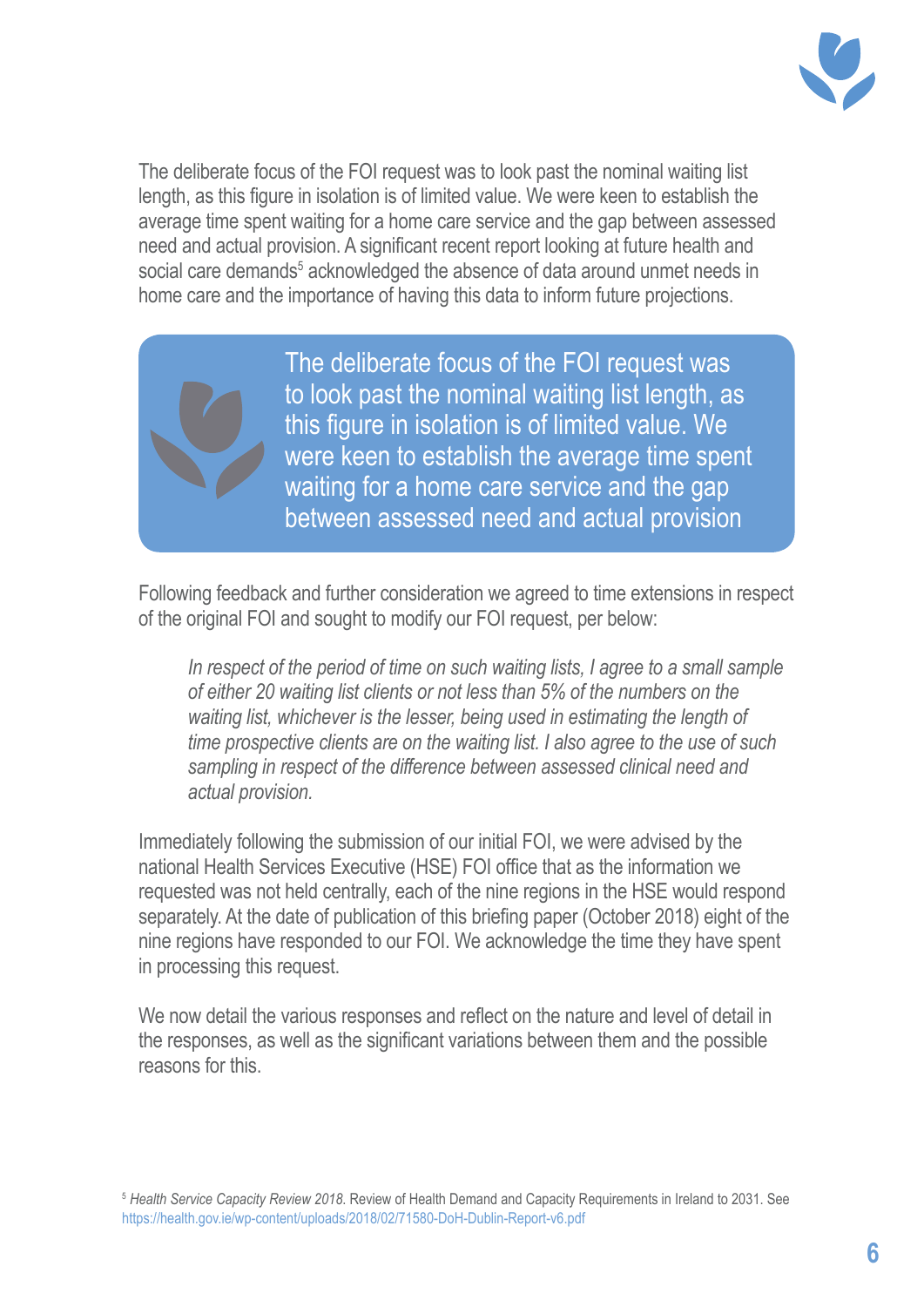The deliberate focus of the FOI request was to look past the nominal waiting list length, as this figure in isolation is of limited value. We were keen to establish the average time spent waiting for a home care service and the gap between assessed need and actual provision. A significant recent report looking at future health and social care demands[5] acknowledged the absence of data around unmet needs in home care and the importance of having this data to inform future projections.

> The deliberate focus of the FOI request was to look past the nominal waiting list length, as this figure in isolation is of limited value. We were keen to establish the average time spent waiting for a home care service and the gap between assessed need and actual provision

Following feedback and further consideration we agreed to time extensions in respect of the original FOI and sought to modify our FOI request, per below:

> *In respect of the period of time on such waiting lists, I agree to a small sample of either 20 waiting list clients or not less than 5% of the numbers on the waiting list, whichever is the lesser, being used in estimating the length of time prospective clients are on the waiting list. I also agree to the use of such sampling in respect of the difference between assessed clinical need and actual provision.*

Immediately following the submission of our initial FOI, we were advised by the national Health Services Executive (HSE) FOI office that as the information we requested was not held centrally, each of the nine regions in the HSE would respond separately. At the date of publication of this briefing paper (October 2018) eight of the nine regions have responded to our FOI. We acknowledge the time they have spent in processing this request.

We now detail the various responses and reflect on the nature and level of detail in the responses, as well as the significant variations between them and the possible reasons for this.

[5] *Health Service Capacity Review 2018.* Review of Health Demand and Capacity Requirements in Ireland to 2031. See https://health.gov.ie/wp-content/uploads/2018/02/71580-DoH-Dublin-Report-v6.pdf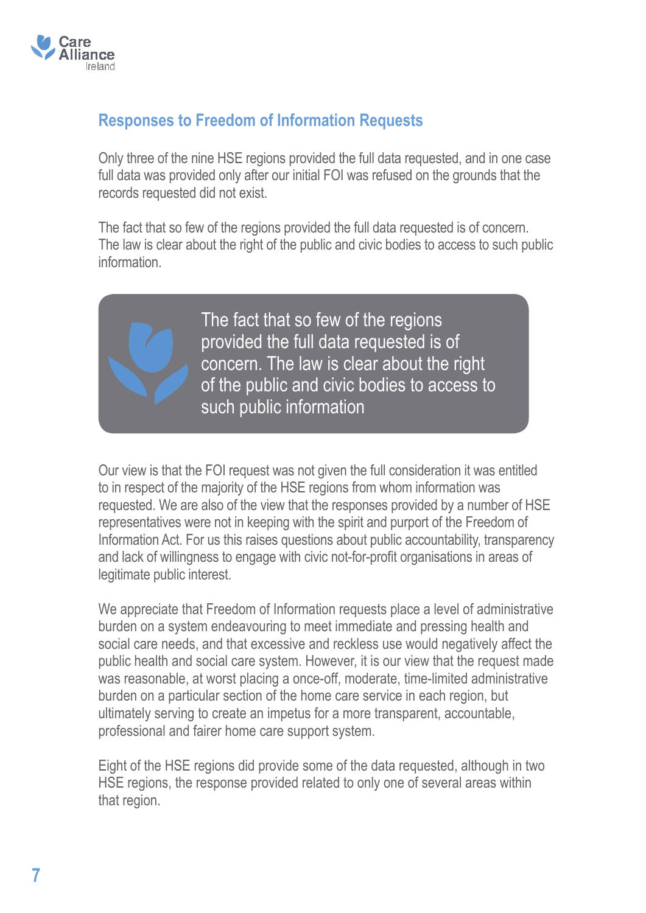## Responses to Freedom of Information Requests

Only three of the nine HSE regions provided the full data requested, and in one case full data was provided only after our initial FOI was refused on the grounds that the records requested did not exist.

The fact that so few of the regions provided the full data requested is of concern. The law is clear about the right of the public and civic bodies to access to such public information.

> The fact that so few of the regions provided the full data requested is of concern. The law is clear about the right of the public and civic bodies to access to such public information

Our view is that the FOI request was not given the full consideration it was entitled to in respect of the majority of the HSE regions from whom information was requested. We are also of the view that the responses provided by a number of HSE representatives were not in keeping with the spirit and purport of the Freedom of Information Act. For us this raises questions about public accountability, transparency and lack of willingness to engage with civic not-for-profit organisations in areas of legitimate public interest.

We appreciate that Freedom of Information requests place a level of administrative burden on a system endeavouring to meet immediate and pressing health and social care needs, and that excessive and reckless use would negatively affect the public health and social care system. However, it is our view that the request made was reasonable, at worst placing a once-off, moderate, time-limited administrative burden on a particular section of the home care service in each region, but ultimately serving to create an impetus for a more transparent, accountable, professional and fairer home care support system.

Eight of the HSE regions did provide some of the data requested, although in two HSE regions, the response provided related to only one of several areas within that region.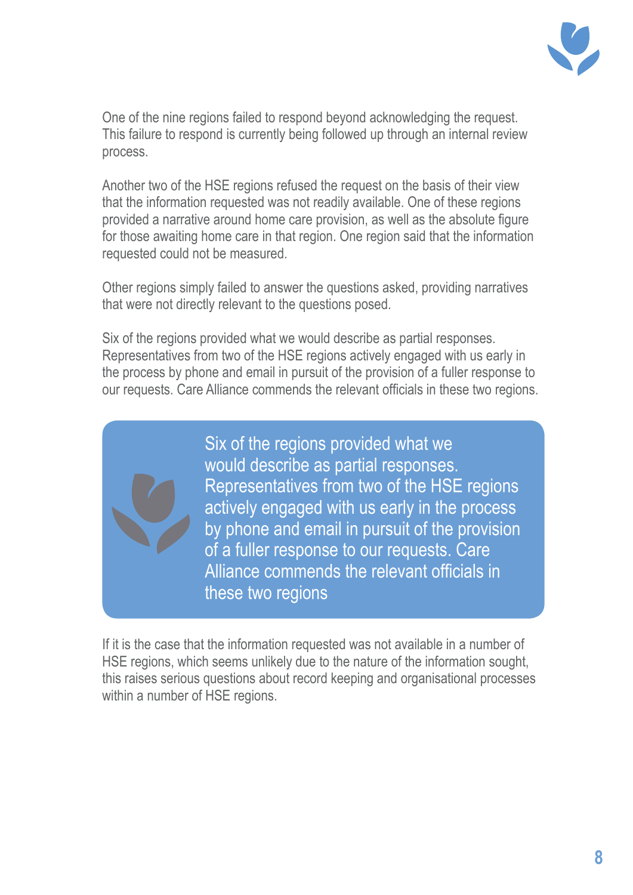One of the nine regions failed to respond beyond acknowledging the request. This failure to respond is currently being followed up through an internal review process.

Another two of the HSE regions refused the request on the basis of their view that the information requested was not readily available. One of these regions provided a narrative around home care provision, as well as the absolute figure for those awaiting home care in that region. One region said that the information requested could not be measured.

Other regions simply failed to answer the questions asked, providing narratives that were not directly relevant to the questions posed.

Six of the regions provided what we would describe as partial responses. Representatives from two of the HSE regions actively engaged with us early in the process by phone and email in pursuit of the provision of a fuller response to our requests. Care Alliance commends the relevant officials in these two regions.

> Six of the regions provided what we would describe as partial responses. Representatives from two of the HSE regions actively engaged with us early in the process by phone and email in pursuit of the provision of a fuller response to our requests. Care Alliance commends the relevant officials in these two regions

If it is the case that the information requested was not available in a number of HSE regions, which seems unlikely due to the nature of the information sought, this raises serious questions about record keeping and organisational processes within a number of HSE regions.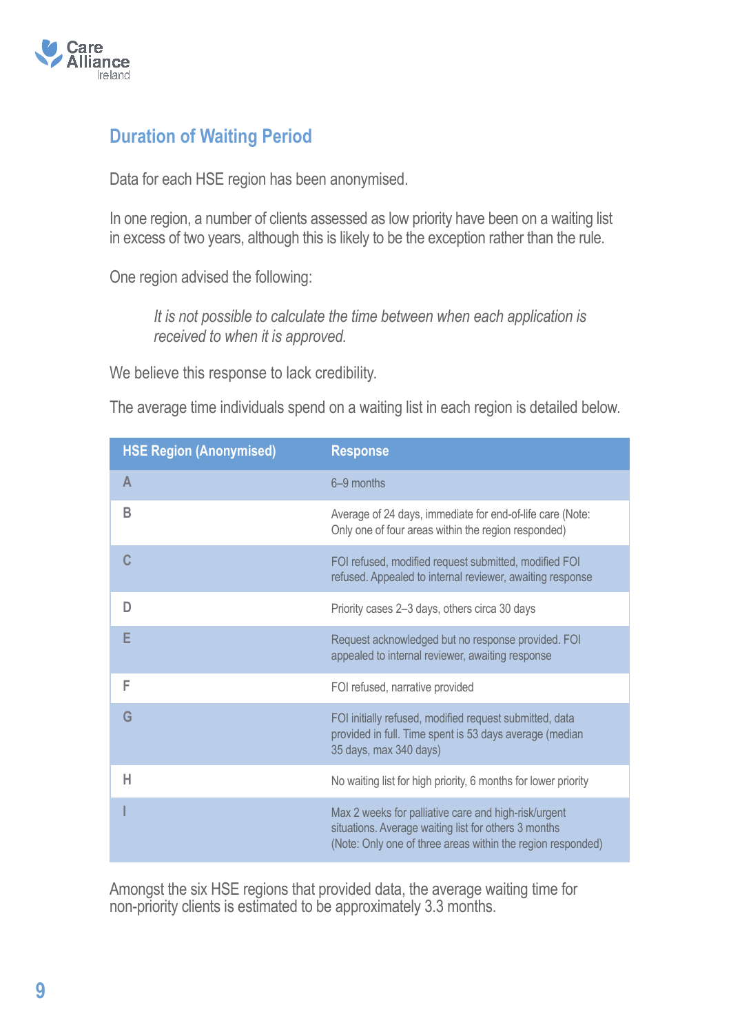## Duration of Waiting Period

Data for each HSE region has been anonymised.

In one region, a number of clients assessed as low priority have been on a waiting list in excess of two years, although this is likely to be the exception rather than the rule.

One region advised the following:

> *It is not possible to calculate the time between when each application is received to when it is approved.*

We believe this response to lack credibility.

The average time individuals spend on a waiting list in each region is detailed below.

| HSE Region (Anonymised) | Response |
|---|---|
| A | 6–9 months |
| B | Average of 24 days, immediate for end-of-life care (Note: Only one of four areas within the region responded) |
| C | FOI refused, modified request submitted, modified FOI refused. Appealed to internal reviewer, awaiting response |
| D | Priority cases 2–3 days, others circa 30 days |
| E | Request acknowledged but no response provided. FOI appealed to internal reviewer, awaiting response |
| F | FOI refused, narrative provided |
| G | FOI initially refused, modified request submitted, data provided in full. Time spent is 53 days average (median 35 days, max 340 days) |
| H | No waiting list for high priority, 6 months for lower priority |
| I | Max 2 weeks for palliative care and high-risk/urgent situations. Average waiting list for others 3 months (Note: Only one of three areas within the region responded) |

Amongst the six HSE regions that provided data, the average waiting time for non-priority clients is estimated to be approximately 3.3 months.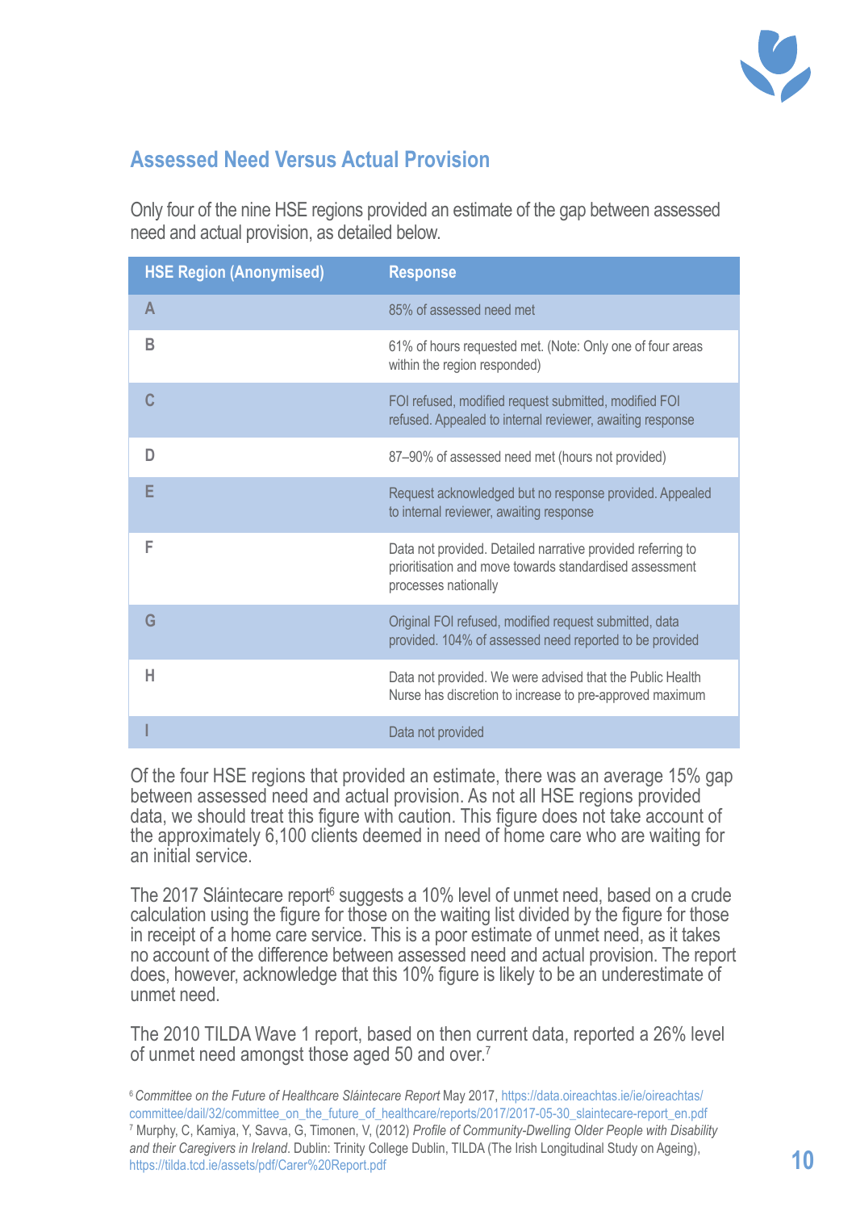## Assessed Need Versus Actual Provision

Only four of the nine HSE regions provided an estimate of the gap between assessed need and actual provision, as detailed below.

| HSE Region (Anonymised) | Response |
|---|---|
| A | 85% of assessed need met |
| B | 61% of hours requested met. (Note: Only one of four areas within the region responded) |
| C | FOI refused, modified request submitted, modified FOI refused. Appealed to internal reviewer, awaiting response |
| D | 87–90% of assessed need met (hours not provided) |
| E | Request acknowledged but no response provided. Appealed to internal reviewer, awaiting response |
| F | Data not provided. Detailed narrative provided referring to prioritisation and move towards standardised assessment processes nationally |
| G | Original FOI refused, modified request submitted, data provided. 104% of assessed need reported to be provided |
| H | Data not provided. We were advised that the Public Health Nurse has discretion to increase to pre-approved maximum |
| I | Data not provided |

Of the four HSE regions that provided an estimate, there was an average 15% gap between assessed need and actual provision. As not all HSE regions provided data, we should treat this figure with caution. This figure does not take account of the approximately 6,100 clients deemed in need of home care who are waiting for an initial service.

The 2017 Sláintecare report[6] suggests a 10% level of unmet need, based on a crude calculation using the figure for those on the waiting list divided by the figure for those in receipt of a home care service. This is a poor estimate of unmet need, as it takes no account of the difference between assessed need and actual provision. The report does, however, acknowledge that this 10% figure is likely to be an underestimate of unmet need.

The 2010 TILDA Wave 1 report, based on then current data, reported a 26% level of unmet need amongst those aged 50 and over.[7]

[6] *Committee on the Future of Healthcare Sláintecare Report* May 2017, https://data.oireachtas.ie/ie/oireachtas/committee/dail/32/committee_on_the_future_of_healthcare/reports/2017/2017-05-30_slaintecare-report_en.pdf

[7] Murphy, C, Kamiya, Y, Savva, G, Timonen, V, (2012) *Profile of Community-Dwelling Older People with Disability and their Caregivers in Ireland*. Dublin: Trinity College Dublin, TILDA (The Irish Longitudinal Study on Ageing), https://tilda.tcd.ie/assets/pdf/Carer%20Report.pdf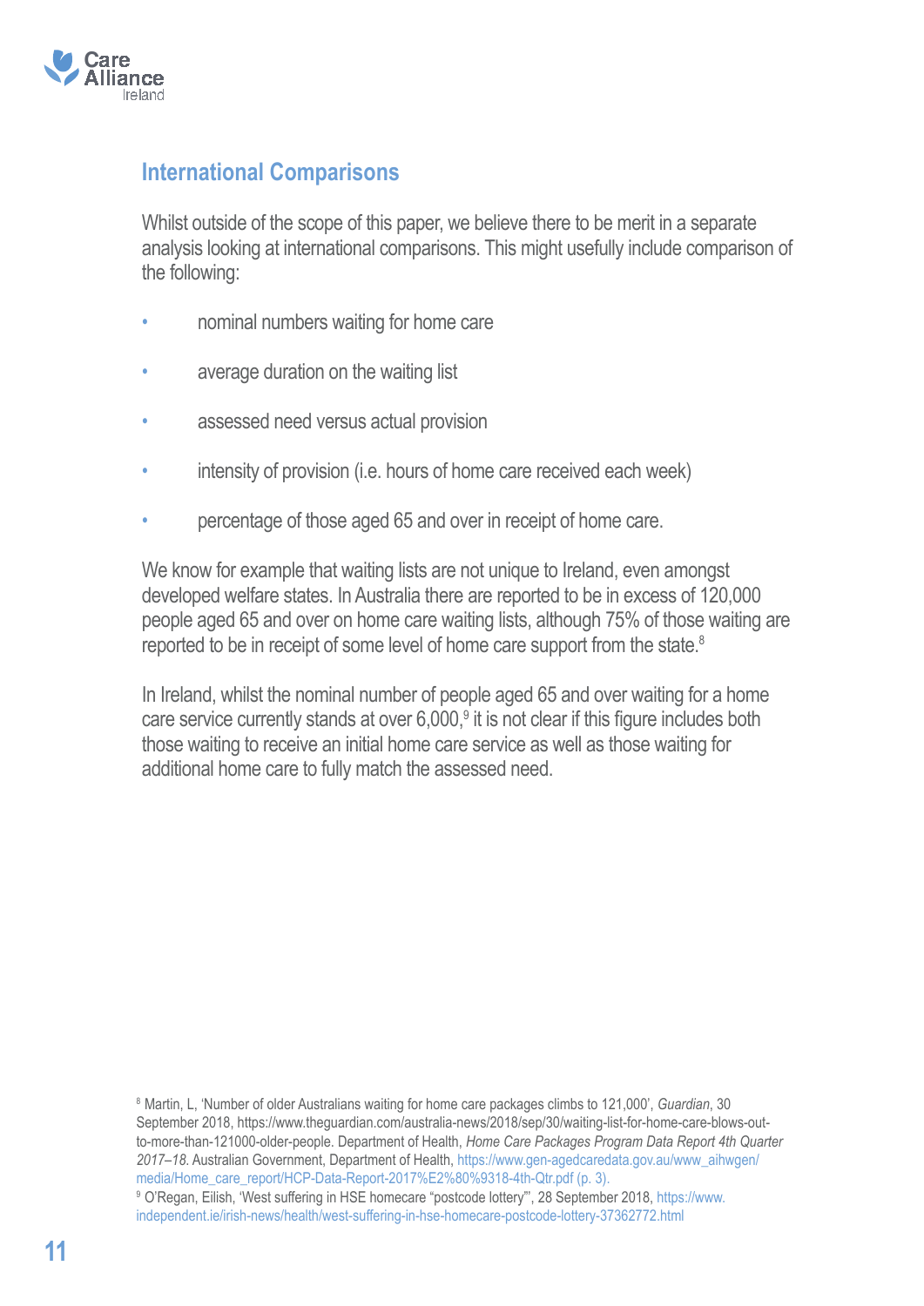## International Comparisons

Whilst outside of the scope of this paper, we believe there to be merit in a separate analysis looking at international comparisons. This might usefully include comparison of the following:

- nominal numbers waiting for home care
- average duration on the waiting list
- assessed need versus actual provision
- intensity of provision (i.e. hours of home care received each week)
- percentage of those aged 65 and over in receipt of home care.

We know for example that waiting lists are not unique to Ireland, even amongst developed welfare states. In Australia there are reported to be in excess of 120,000 people aged 65 and over on home care waiting lists, although 75% of those waiting are reported to be in receipt of some level of home care support from the state.[8]

In Ireland, whilst the nominal number of people aged 65 and over waiting for a home care service currently stands at over 6,000,[9] it is not clear if this figure includes both those waiting to receive an initial home care service as well as those waiting for additional home care to fully match the assessed need.

---

[8] Martin, L, 'Number of older Australians waiting for home care packages climbs to 121,000', *Guardian*, 30 September 2018, https://www.theguardian.com/australia-news/2018/sep/30/waiting-list-for-home-care-blows-out-to-more-than-121000-older-people. Department of Health, *Home Care Packages Program Data Report 4th Quarter 2017–18*. Australian Government, Department of Health, https://www.gen-agedcaredata.gov.au/www_aihwgen/media/Home_care_report/HCP-Data-Report-2017%E2%80%9318-4th-Qtr.pdf (p. 3).

[9] O'Regan, Eilish, 'West suffering in HSE homecare "postcode lottery"', 28 September 2018, https://www.independent.ie/irish-news/health/west-suffering-in-hse-homecare-postcode-lottery-37362772.html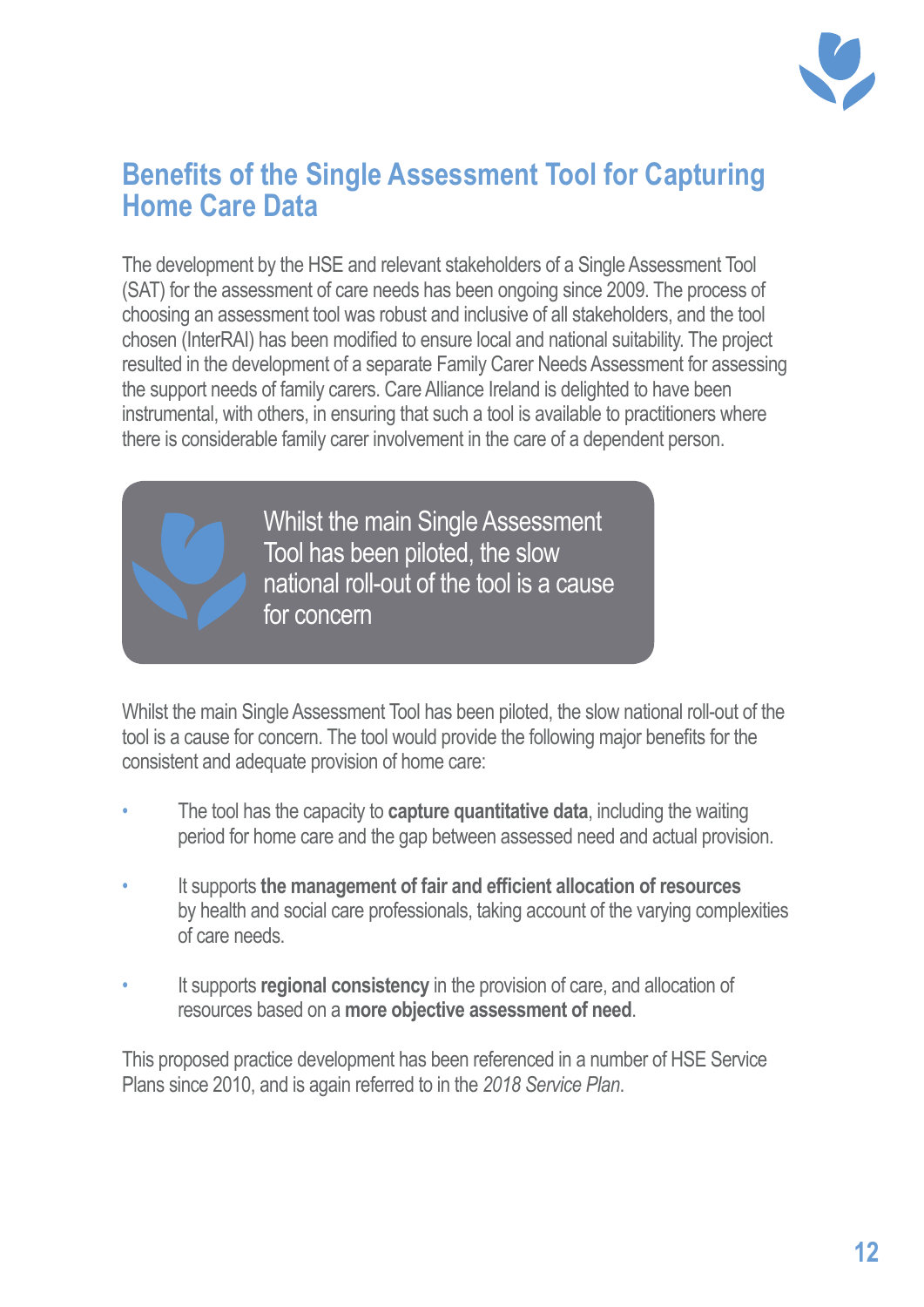## Benefits of the Single Assessment Tool for Capturing Home Care Data

The development by the HSE and relevant stakeholders of a Single Assessment Tool (SAT) for the assessment of care needs has been ongoing since 2009. The process of choosing an assessment tool was robust and inclusive of all stakeholders, and the tool chosen (InterRAI) has been modified to ensure local and national suitability. The project resulted in the development of a separate Family Carer Needs Assessment for assessing the support needs of family carers. Care Alliance Ireland is delighted to have been instrumental, with others, in ensuring that such a tool is available to practitioners where there is considerable family carer involvement in the care of a dependent person.

> Whilst the main Single Assessment Tool has been piloted, the slow national roll-out of the tool is a cause for concern

Whilst the main Single Assessment Tool has been piloted, the slow national roll-out of the tool is a cause for concern. The tool would provide the following major benefits for the consistent and adequate provision of home care:

- The tool has the capacity to **capture quantitative data**, including the waiting period for home care and the gap between assessed need and actual provision.
- It supports **the management of fair and efficient allocation of resources** by health and social care professionals, taking account of the varying complexities of care needs.
- It supports **regional consistency** in the provision of care, and allocation of resources based on a **more objective assessment of need**.

This proposed practice development has been referenced in a number of HSE Service Plans since 2010, and is again referred to in the *2018 Service Plan*.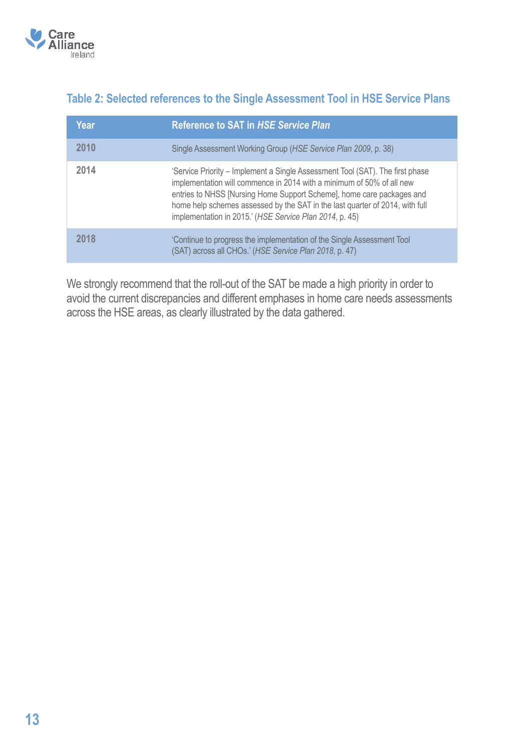### Table 2: Selected references to the Single Assessment Tool in HSE Service Plans

| Year | Reference to SAT in *HSE Service Plan* |
|---|---|
| 2010 | Single Assessment Working Group (*HSE Service Plan 2009*, p. 38) |
| 2014 | 'Service Priority – Implement a Single Assessment Tool (SAT). The first phase implementation will commence in 2014 with a minimum of 50% of all new entries to NHSS [Nursing Home Support Scheme], home care packages and home help schemes assessed by the SAT in the last quarter of 2014, with full implementation in 2015.' (*HSE Service Plan 2014*, p. 45) |
| 2018 | 'Continue to progress the implementation of the Single Assessment Tool (SAT) across all CHOs.' (*HSE Service Plan 2018*, p. 47) |

We strongly recommend that the roll-out of the SAT be made a high priority in order to avoid the current discrepancies and different emphases in home care needs assessments across the HSE areas, as clearly illustrated by the data gathered.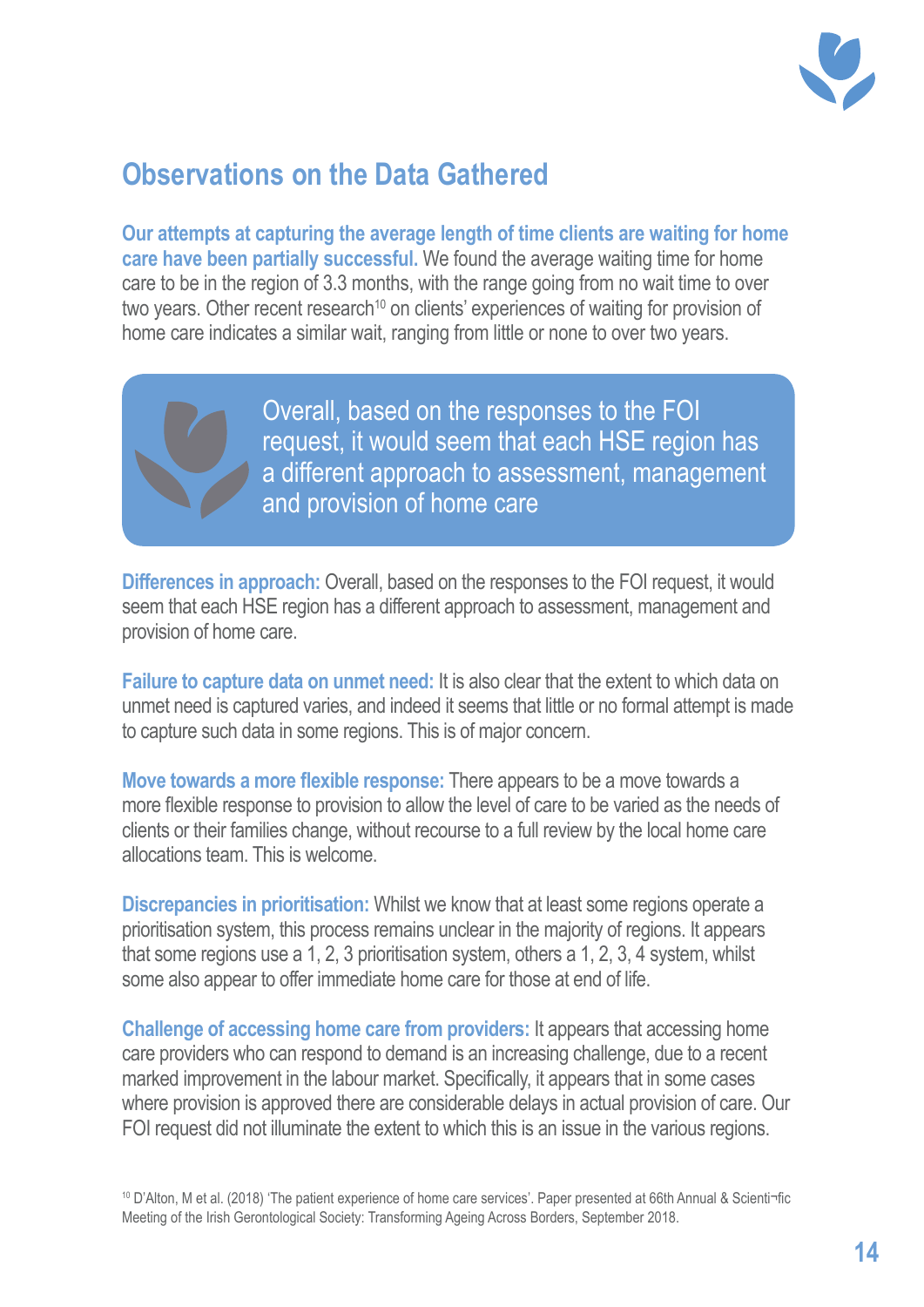## Observations on the Data Gathered

**Our attempts at capturing the average length of time clients are waiting for home care have been partially successful.** We found the average waiting time for home care to be in the region of 3.3 months, with the range going from no wait time to over two years. Other recent research[10] on clients' experiences of waiting for provision of home care indicates a similar wait, ranging from little or none to over two years.

> Overall, based on the responses to the FOI request, it would seem that each HSE region has a different approach to assessment, management and provision of home care

**Differences in approach:** Overall, based on the responses to the FOI request, it would seem that each HSE region has a different approach to assessment, management and provision of home care.

**Failure to capture data on unmet need:** It is also clear that the extent to which data on unmet need is captured varies, and indeed it seems that little or no formal attempt is made to capture such data in some regions. This is of major concern.

**Move towards a more flexible response:** There appears to be a move towards a more flexible response to provision to allow the level of care to be varied as the needs of clients or their families change, without recourse to a full review by the local home care allocations team. This is welcome.

**Discrepancies in prioritisation:** Whilst we know that at least some regions operate a prioritisation system, this process remains unclear in the majority of regions. It appears that some regions use a 1, 2, 3 prioritisation system, others a 1, 2, 3, 4 system, whilst some also appear to offer immediate home care for those at end of life.

**Challenge of accessing home care from providers:** It appears that accessing home care providers who can respond to demand is an increasing challenge, due to a recent marked improvement in the labour market. Specifically, it appears that in some cases where provision is approved there are considerable delays in actual provision of care. Our FOI request did not illuminate the extent to which this is an issue in the various regions.

[10] D'Alton, M et al. (2018) 'The patient experience of home care services'. Paper presented at 66th Annual & Scienti¬fic Meeting of the Irish Gerontological Society: Transforming Ageing Across Borders, September 2018.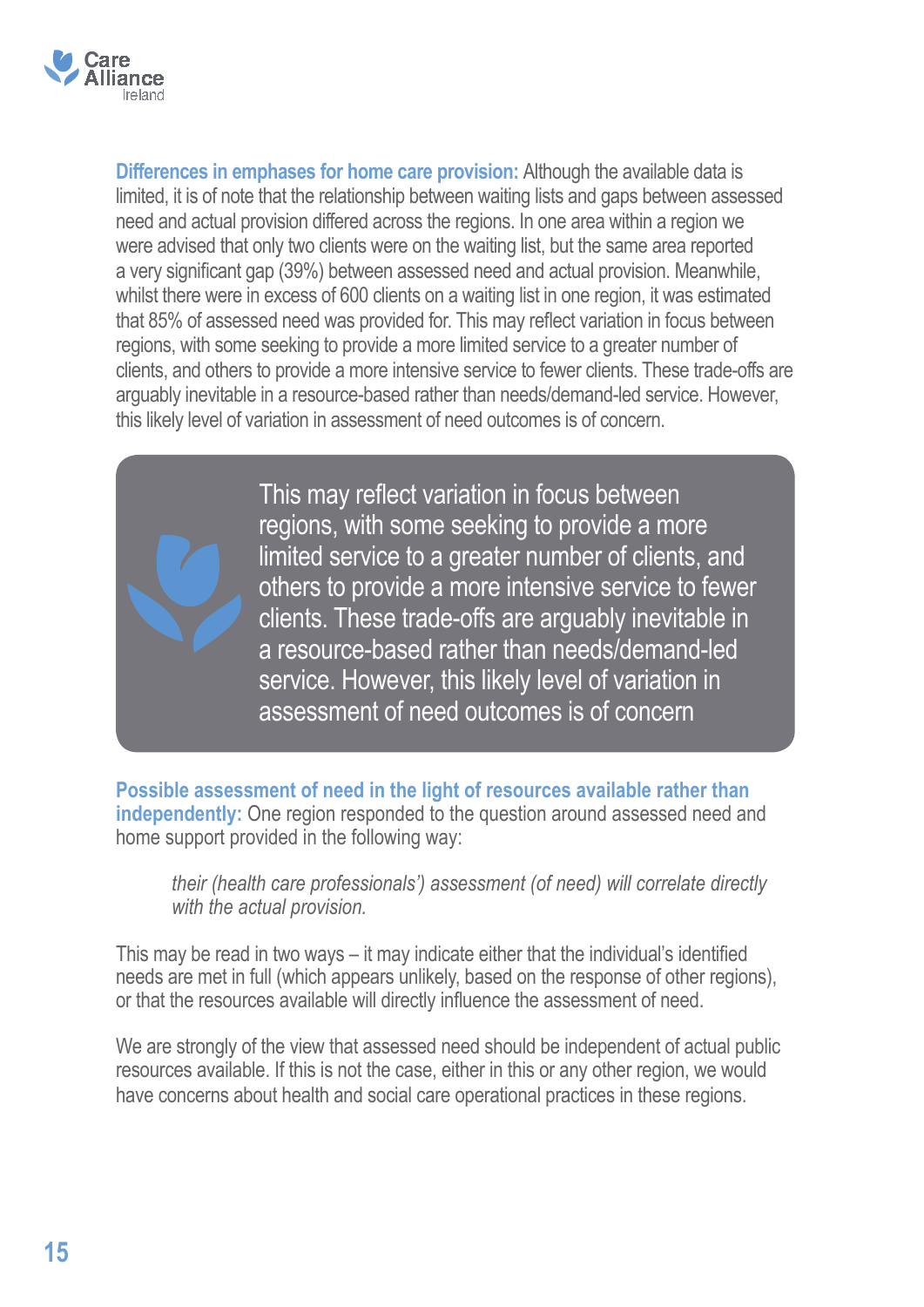**Differences in emphases for home care provision:** Although the available data is limited, it is of note that the relationship between waiting lists and gaps between assessed need and actual provision differed across the regions. In one area within a region we were advised that only two clients were on the waiting list, but the same area reported a very significant gap (39%) between assessed need and actual provision. Meanwhile, whilst there were in excess of 600 clients on a waiting list in one region, it was estimated that 85% of assessed need was provided for. This may reflect variation in focus between regions, with some seeking to provide a more limited service to a greater number of clients, and others to provide a more intensive service to fewer clients. These trade-offs are arguably inevitable in a resource-based rather than needs/demand-led service. However, this likely level of variation in assessment of need outcomes is of concern.

> This may reflect variation in focus between regions, with some seeking to provide a more limited service to a greater number of clients, and others to provide a more intensive service to fewer clients. These trade-offs are arguably inevitable in a resource-based rather than needs/demand-led service. However, this likely level of variation in assessment of need outcomes is of concern

**Possible assessment of need in the light of resources available rather than independently:** One region responded to the question around assessed need and home support provided in the following way:

> *their (health care professionals') assessment (of need) will correlate directly with the actual provision.*

This may be read in two ways – it may indicate either that the individual's identified needs are met in full (which appears unlikely, based on the response of other regions), or that the resources available will directly influence the assessment of need.

We are strongly of the view that assessed need should be independent of actual public resources available. If this is not the case, either in this or any other region, we would have concerns about health and social care operational practices in these regions.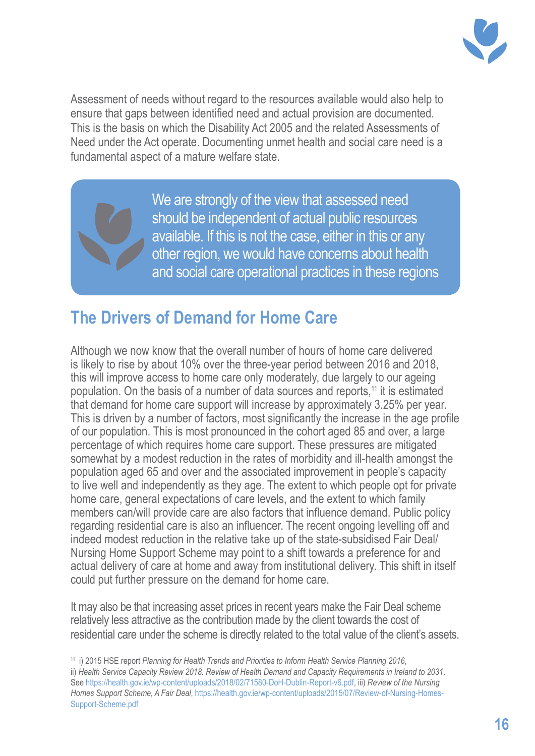Assessment of needs without regard to the resources available would also help to ensure that gaps between identified need and actual provision are documented. This is the basis on which the Disability Act 2005 and the related Assessments of Need under the Act operate. Documenting unmet health and social care need is a fundamental aspect of a mature welfare state.

> We are strongly of the view that assessed need should be independent of actual public resources available. If this is not the case, either in this or any other region, we would have concerns about health and social care operational practices in these regions

## The Drivers of Demand for Home Care

Although we now know that the overall number of hours of home care delivered is likely to rise by about 10% over the three-year period between 2016 and 2018, this will improve access to home care only moderately, due largely to our ageing population. On the basis of a number of data sources and reports,[11] it is estimated that demand for home care support will increase by approximately 3.25% per year. This is driven by a number of factors, most significantly the increase in the age profile of our population. This is most pronounced in the cohort aged 85 and over, a large percentage of which requires home care support. These pressures are mitigated somewhat by a modest reduction in the rates of morbidity and ill-health amongst the population aged 65 and over and the associated improvement in people's capacity to live well and independently as they age. The extent to which people opt for private home care, general expectations of care levels, and the extent to which family members can/will provide care are also factors that influence demand. Public policy regarding residential care is also an influencer. The recent ongoing levelling off and indeed modest reduction in the relative take up of the state-subsidised Fair Deal/ Nursing Home Support Scheme may point to a shift towards a preference for and actual delivery of care at home and away from institutional delivery. This shift in itself could put further pressure on the demand for home care.

It may also be that increasing asset prices in recent years make the Fair Deal scheme relatively less attractive as the contribution made by the client towards the cost of residential care under the scheme is directly related to the total value of the client's assets.

[11] i) 2015 HSE report *Planning for Health Trends and Priorities to Inform Health Service Planning 2016*, ii) *Health Service Capacity Review 2018. Review of Health Demand and Capacity Requirements in Ireland to 2031.* See https://health.gov.ie/wp-content/uploads/2018/02/71580-DoH-Dublin-Report-v6.pdf, iii) *Review of the Nursing Homes Support Scheme, A Fair Deal*, https://health.gov.ie/wp-content/uploads/2015/07/Review-of-Nursing-Homes-Support-Scheme.pdf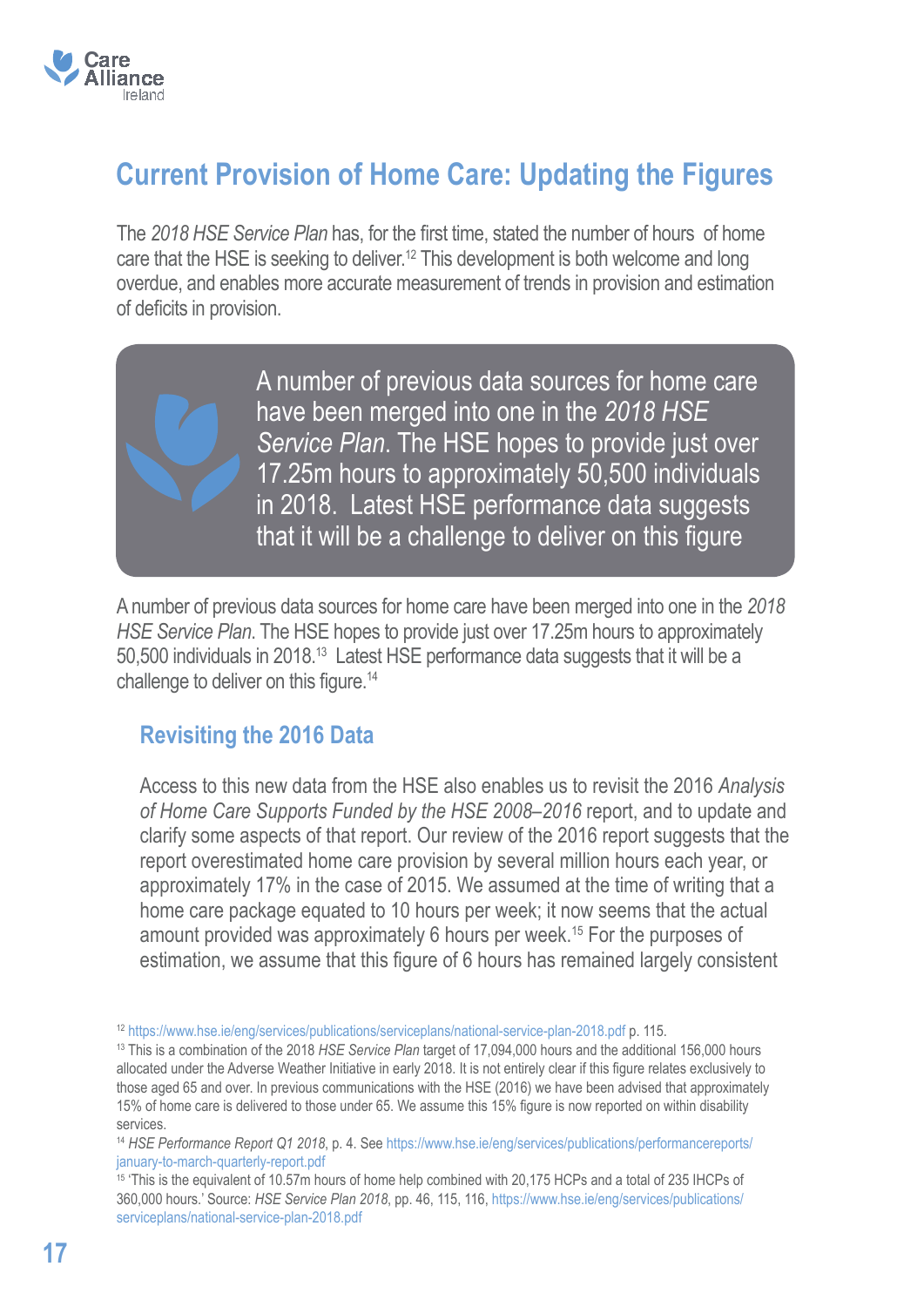## Current Provision of Home Care: Updating the Figures

The *2018 HSE Service Plan* has, for the first time, stated the number of hours of home care that the HSE is seeking to deliver.[12] This development is both welcome and long overdue, and enables more accurate measurement of trends in provision and estimation of deficits in provision.

> A number of previous data sources for home care have been merged into one in the *2018 HSE Service Plan*. The HSE hopes to provide just over 17.25m hours to approximately 50,500 individuals in 2018. Latest HSE performance data suggests that it will be a challenge to deliver on this figure

A number of previous data sources for home care have been merged into one in the *2018 HSE Service Plan*. The HSE hopes to provide just over 17.25m hours to approximately 50,500 individuals in 2018.[13] Latest HSE performance data suggests that it will be a challenge to deliver on this figure.[14]

### Revisiting the 2016 Data

Access to this new data from the HSE also enables us to revisit the 2016 *Analysis of Home Care Supports Funded by the HSE 2008–2016* report, and to update and clarify some aspects of that report. Our review of the 2016 report suggests that the report overestimated home care provision by several million hours each year, or approximately 17% in the case of 2015. We assumed at the time of writing that a home care package equated to 10 hours per week; it now seems that the actual amount provided was approximately 6 hours per week.[15] For the purposes of estimation, we assume that this figure of 6 hours has remained largely consistent

---

[12] https://www.hse.ie/eng/services/publications/serviceplans/national-service-plan-2018.pdf p. 115.

[13] This is a combination of the 2018 *HSE Service Plan* target of 17,094,000 hours and the additional 156,000 hours allocated under the Adverse Weather Initiative in early 2018. It is not entirely clear if this figure relates exclusively to those aged 65 and over. In previous communications with the HSE (2016) we have been advised that approximately 15% of home care is delivered to those under 65. We assume this 15% figure is now reported on within disability services.

[14] *HSE Performance Report Q1 2018*, p. 4. See https://www.hse.ie/eng/services/publications/performancereports/january-to-march-quarterly-report.pdf

[15] 'This is the equivalent of 10.57m hours of home help combined with 20,175 HCPs and a total of 235 IHCPs of 360,000 hours.' Source: *HSE Service Plan 2018*, pp. 46, 115, 116, https://www.hse.ie/eng/services/publications/serviceplans/national-service-plan-2018.pdf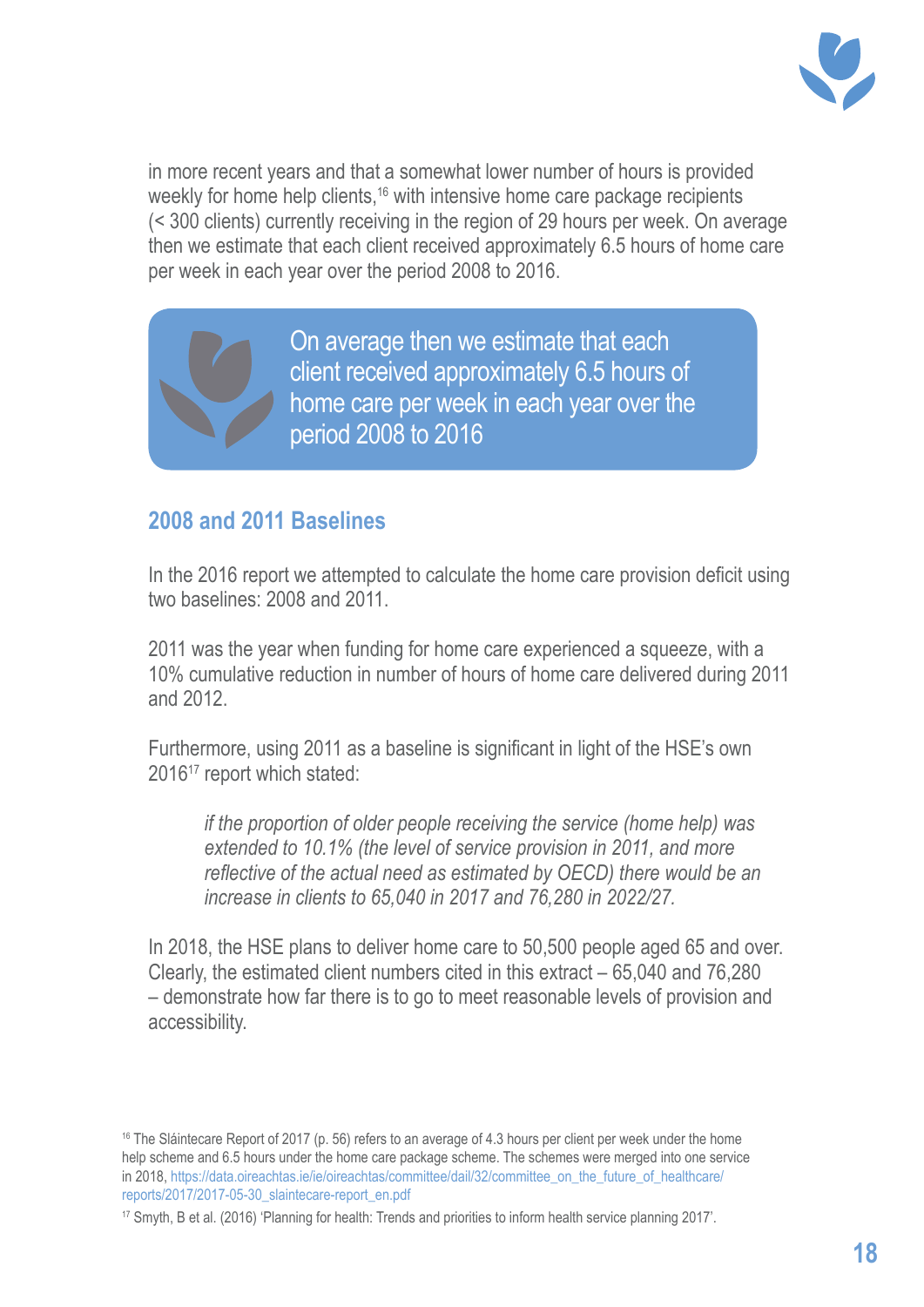in more recent years and that a somewhat lower number of hours is provided weekly for home help clients,[16] with intensive home care package recipients (< 300 clients) currently receiving in the region of 29 hours per week. On average then we estimate that each client received approximately 6.5 hours of home care per week in each year over the period 2008 to 2016.

> On average then we estimate that each client received approximately 6.5 hours of home care per week in each year over the period 2008 to 2016

## 2008 and 2011 Baselines

In the 2016 report we attempted to calculate the home care provision deficit using two baselines: 2008 and 2011.

2011 was the year when funding for home care experienced a squeeze, with a 10% cumulative reduction in number of hours of home care delivered during 2011 and 2012.

Furthermore, using 2011 as a baseline is significant in light of the HSE's own 2016[17] report which stated:

> *if the proportion of older people receiving the service (home help) was extended to 10.1% (the level of service provision in 2011, and more reflective of the actual need as estimated by OECD) there would be an increase in clients to 65,040 in 2017 and 76,280 in 2022/27.*

In 2018, the HSE plans to deliver home care to 50,500 people aged 65 and over. Clearly, the estimated client numbers cited in this extract – 65,040 and 76,280 – demonstrate how far there is to go to meet reasonable levels of provision and accessibility.

---

[16] The Sláintecare Report of 2017 (p. 56) refers to an average of 4.3 hours per client per week under the home help scheme and 6.5 hours under the home care package scheme. The schemes were merged into one service in 2018, https://data.oireachtas.ie/ie/oireachtas/committee/dail/32/committee_on_the_future_of_healthcare/reports/2017/2017-05-30_slaintecare-report_en.pdf

[17] Smyth, B et al. (2016) 'Planning for health: Trends and priorities to inform health service planning 2017'.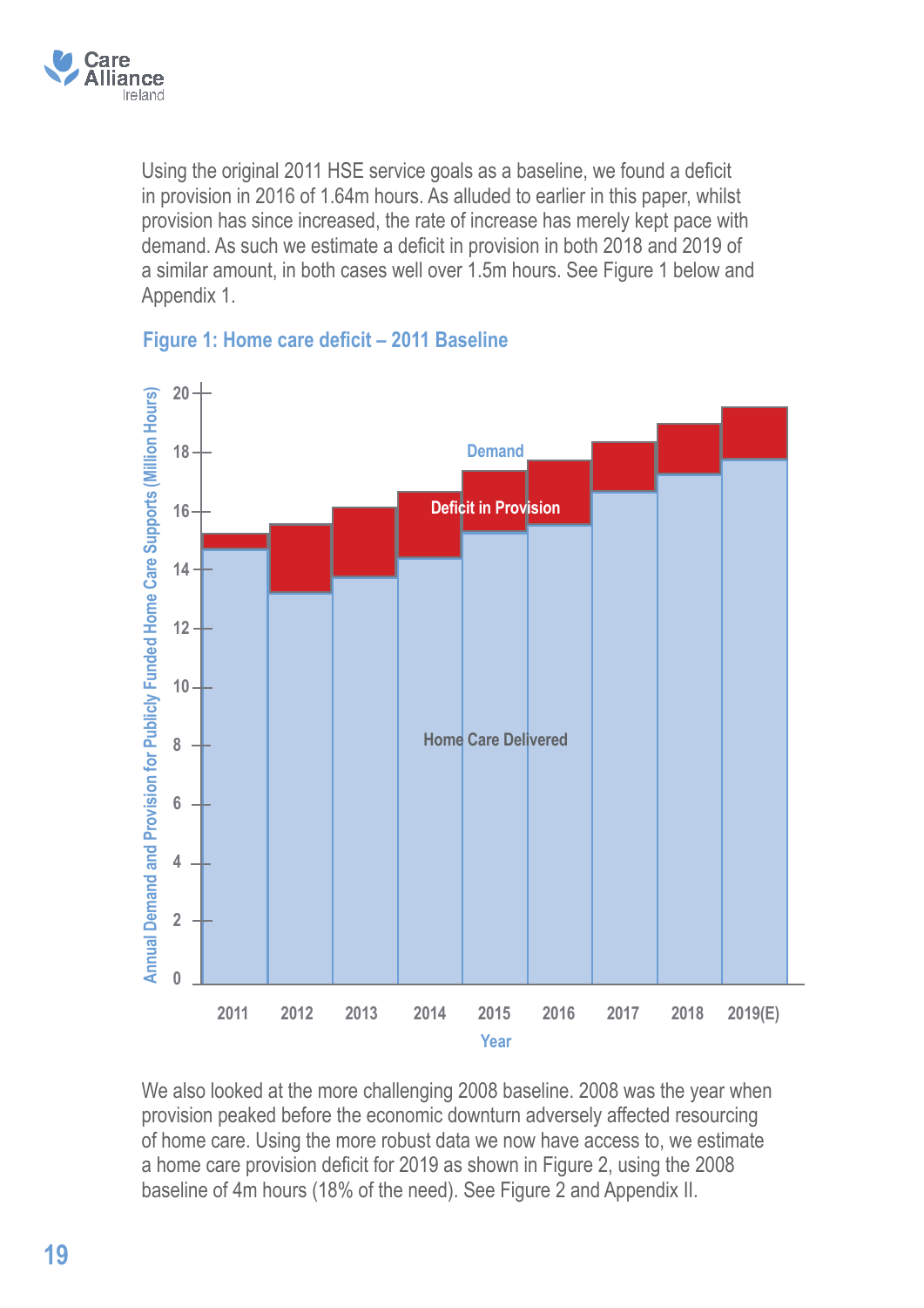Using the original 2011 HSE service goals as a baseline, we found a deficit in provision in 2016 of 1.64m hours. As alluded to earlier in this paper, whilst provision has since increased, the rate of increase has merely kept pace with demand. As such we estimate a deficit in provision in both 2018 and 2019 of a similar amount, in both cases well over 1.5m hours. See Figure 1 below and Appendix 1.

**Figure 1: Home care deficit – 2011 Baseline**

We also looked at the more challenging 2008 baseline. 2008 was the year when provision peaked before the economic downturn adversely affected resourcing of home care. Using the more robust data we now have access to, we estimate a home care provision deficit for 2019 as shown in Figure 2, using the 2008 baseline of 4m hours (18% of the need). See Figure 2 and Appendix II.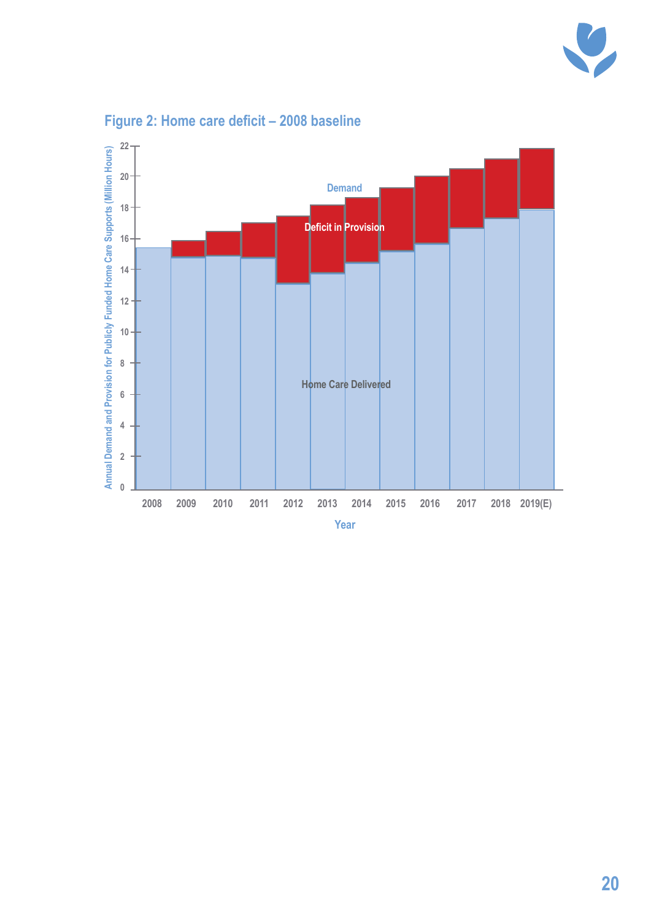## Figure 2: Home care deficit – 2008 baseline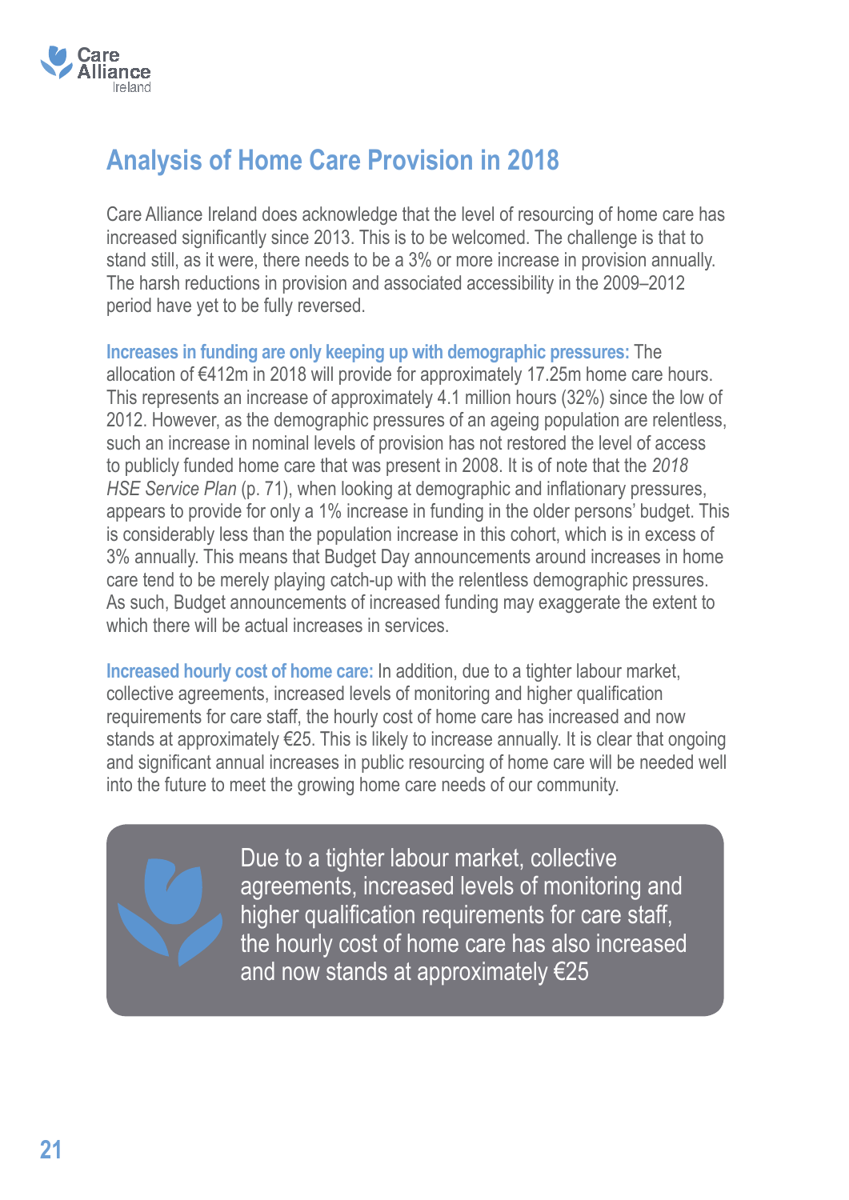## Analysis of Home Care Provision in 2018

Care Alliance Ireland does acknowledge that the level of resourcing of home care has increased significantly since 2013. This is to be welcomed. The challenge is that to stand still, as it were, there needs to be a 3% or more increase in provision annually. The harsh reductions in provision and associated accessibility in the 2009–2012 period have yet to be fully reversed.

**Increases in funding are only keeping up with demographic pressures:** The allocation of €412m in 2018 will provide for approximately 17.25m home care hours. This represents an increase of approximately 4.1 million hours (32%) since the low of 2012. However, as the demographic pressures of an ageing population are relentless, such an increase in nominal levels of provision has not restored the level of access to publicly funded home care that was present in 2008. It is of note that the *2018 HSE Service Plan* (p. 71), when looking at demographic and inflationary pressures, appears to provide for only a 1% increase in funding in the older persons' budget. This is considerably less than the population increase in this cohort, which is in excess of 3% annually. This means that Budget Day announcements around increases in home care tend to be merely playing catch-up with the relentless demographic pressures. As such, Budget announcements of increased funding may exaggerate the extent to which there will be actual increases in services.

**Increased hourly cost of home care:** In addition, due to a tighter labour market, collective agreements, increased levels of monitoring and higher qualification requirements for care staff, the hourly cost of home care has increased and now stands at approximately €25. This is likely to increase annually. It is clear that ongoing and significant annual increases in public resourcing of home care will be needed well into the future to meet the growing home care needs of our community.

> Due to a tighter labour market, collective agreements, increased levels of monitoring and higher qualification requirements for care staff, the hourly cost of home care has also increased and now stands at approximately €25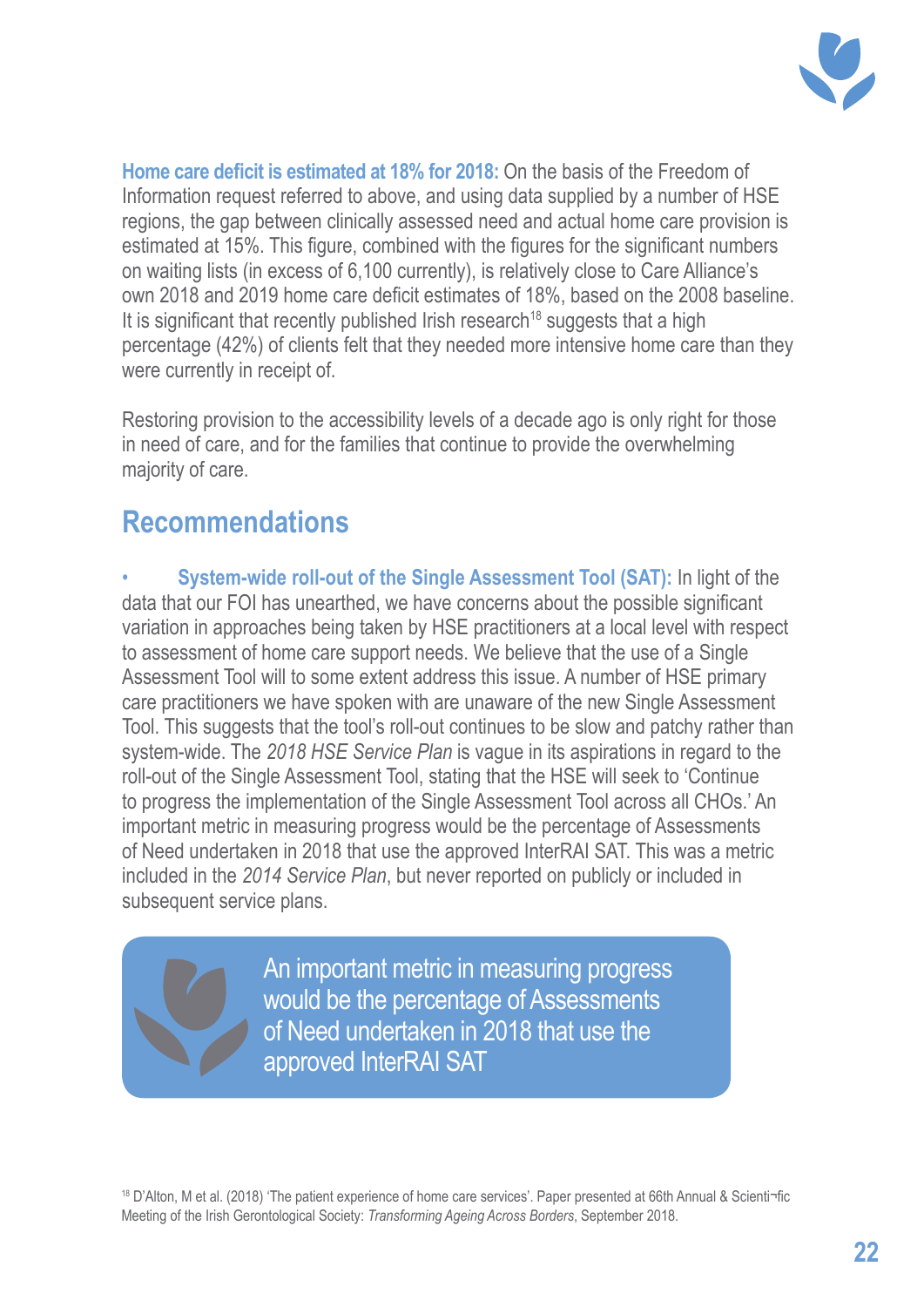**Home care deficit is estimated at 18% for 2018:** On the basis of the Freedom of Information request referred to above, and using data supplied by a number of HSE regions, the gap between clinically assessed need and actual home care provision is estimated at 15%. This figure, combined with the figures for the significant numbers on waiting lists (in excess of 6,100 currently), is relatively close to Care Alliance's own 2018 and 2019 home care deficit estimates of 18%, based on the 2008 baseline. It is significant that recently published Irish research[18] suggests that a high percentage (42%) of clients felt that they needed more intensive home care than they were currently in receipt of.

Restoring provision to the accessibility levels of a decade ago is only right for those in need of care, and for the families that continue to provide the overwhelming majority of care.

## Recommendations

- **System-wide roll-out of the Single Assessment Tool (SAT):** In light of the data that our FOI has unearthed, we have concerns about the possible significant variation in approaches being taken by HSE practitioners at a local level with respect to assessment of home care support needs. We believe that the use of a Single Assessment Tool will to some extent address this issue. A number of HSE primary care practitioners we have spoken with are unaware of the new Single Assessment Tool. This suggests that the tool's roll-out continues to be slow and patchy rather than system-wide. The *2018 HSE Service Plan* is vague in its aspirations in regard to the roll-out of the Single Assessment Tool, stating that the HSE will seek to 'Continue to progress the implementation of the Single Assessment Tool across all CHOs.' An important metric in measuring progress would be the percentage of Assessments of Need undertaken in 2018 that use the approved InterRAI SAT. This was a metric included in the *2014 Service Plan*, but never reported on publicly or included in subsequent service plans.

> An important metric in measuring progress would be the percentage of Assessments of Need undertaken in 2018 that use the approved InterRAI SAT

[18] D'Alton, M et al. (2018) 'The patient experience of home care services'. Paper presented at 66th Annual & Scientific Meeting of the Irish Gerontological Society: *Transforming Ageing Across Borders*, September 2018.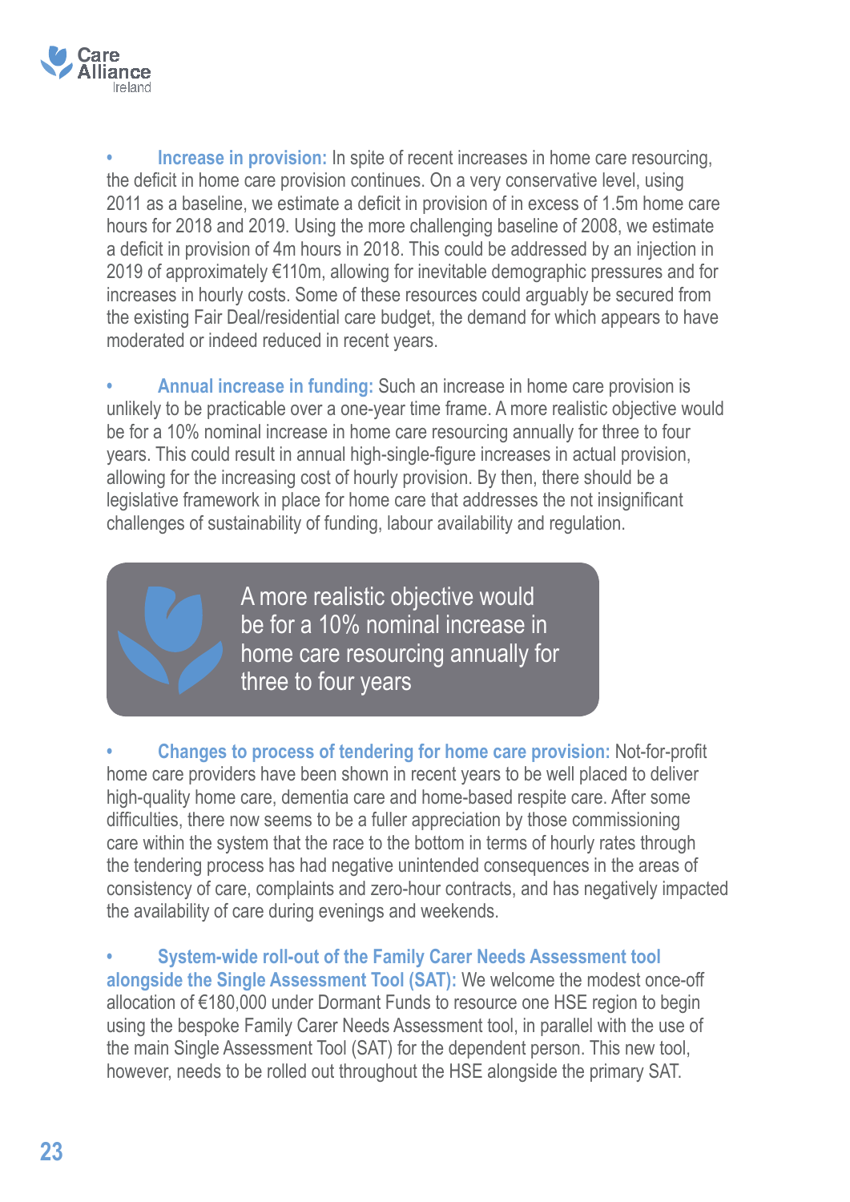- **Increase in provision:** In spite of recent increases in home care resourcing, the deficit in home care provision continues. On a very conservative level, using 2011 as a baseline, we estimate a deficit in provision of in excess of 1.5m home care hours for 2018 and 2019. Using the more challenging baseline of 2008, we estimate a deficit in provision of 4m hours in 2018. This could be addressed by an injection in 2019 of approximately €110m, allowing for inevitable demographic pressures and for increases in hourly costs. Some of these resources could arguably be secured from the existing Fair Deal/residential care budget, the demand for which appears to have moderated or indeed reduced in recent years.

- **Annual increase in funding:** Such an increase in home care provision is unlikely to be practicable over a one-year time frame. A more realistic objective would be for a 10% nominal increase in home care resourcing annually for three to four years. This could result in annual high-single-figure increases in actual provision, allowing for the increasing cost of hourly provision. By then, there should be a legislative framework in place for home care that addresses the not insignificant challenges of sustainability of funding, labour availability and regulation.

> A more realistic objective would be for a 10% nominal increase in home care resourcing annually for three to four years

- **Changes to process of tendering for home care provision:** Not-for-profit home care providers have been shown in recent years to be well placed to deliver high-quality home care, dementia care and home-based respite care. After some difficulties, there now seems to be a fuller appreciation by those commissioning care within the system that the race to the bottom in terms of hourly rates through the tendering process has had negative unintended consequences in the areas of consistency of care, complaints and zero-hour contracts, and has negatively impacted the availability of care during evenings and weekends.

- **System-wide roll-out of the Family Carer Needs Assessment tool alongside the Single Assessment Tool (SAT):** We welcome the modest once-off allocation of €180,000 under Dormant Funds to resource one HSE region to begin using the bespoke Family Carer Needs Assessment tool, in parallel with the use of the main Single Assessment Tool (SAT) for the dependent person. This new tool, however, needs to be rolled out throughout the HSE alongside the primary SAT.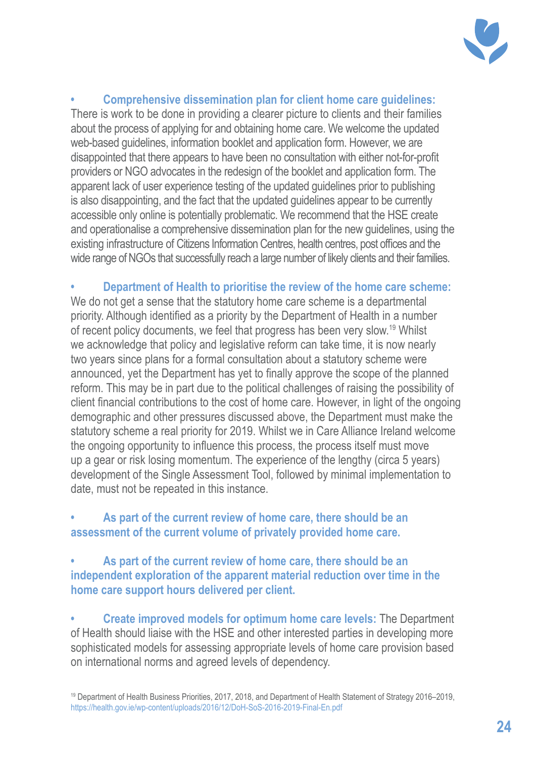- **Comprehensive dissemination plan for client home care guidelines:** There is work to be done in providing a clearer picture to clients and their families about the process of applying for and obtaining home care. We welcome the updated web-based guidelines, information booklet and application form. However, we are disappointed that there appears to have been no consultation with either not-for-profit providers or NGO advocates in the redesign of the booklet and application form. The apparent lack of user experience testing of the updated guidelines prior to publishing is also disappointing, and the fact that the updated guidelines appear to be currently accessible only online is potentially problematic. We recommend that the HSE create and operationalise a comprehensive dissemination plan for the new guidelines, using the existing infrastructure of Citizens Information Centres, health centres, post offices and the wide range of NGOs that successfully reach a large number of likely clients and their families.

- **Department of Health to prioritise the review of the home care scheme:** We do not get a sense that the statutory home care scheme is a departmental priority. Although identified as a priority by the Department of Health in a number of recent policy documents, we feel that progress has been very slow.[19] Whilst we acknowledge that policy and legislative reform can take time, it is now nearly two years since plans for a formal consultation about a statutory scheme were announced, yet the Department has yet to finally approve the scope of the planned reform. This may be in part due to the political challenges of raising the possibility of client financial contributions to the cost of home care. However, in light of the ongoing demographic and other pressures discussed above, the Department must make the statutory scheme a real priority for 2019. Whilst we in Care Alliance Ireland welcome the ongoing opportunity to influence this process, the process itself must move up a gear or risk losing momentum. The experience of the lengthy (circa 5 years) development of the Single Assessment Tool, followed by minimal implementation to date, must not be repeated in this instance.

- **As part of the current review of home care, there should be an assessment of the current volume of privately provided home care.**

- **As part of the current review of home care, there should be an independent exploration of the apparent material reduction over time in the home care support hours delivered per client.**

- **Create improved models for optimum home care levels:** The Department of Health should liaise with the HSE and other interested parties in developing more sophisticated models for assessing appropriate levels of home care provision based on international norms and agreed levels of dependency.

[19] Department of Health Business Priorities, 2017, 2018, and Department of Health Statement of Strategy 2016–2019, https://health.gov.ie/wp-content/uploads/2016/12/DoH-SoS-2016-2019-Final-En.pdf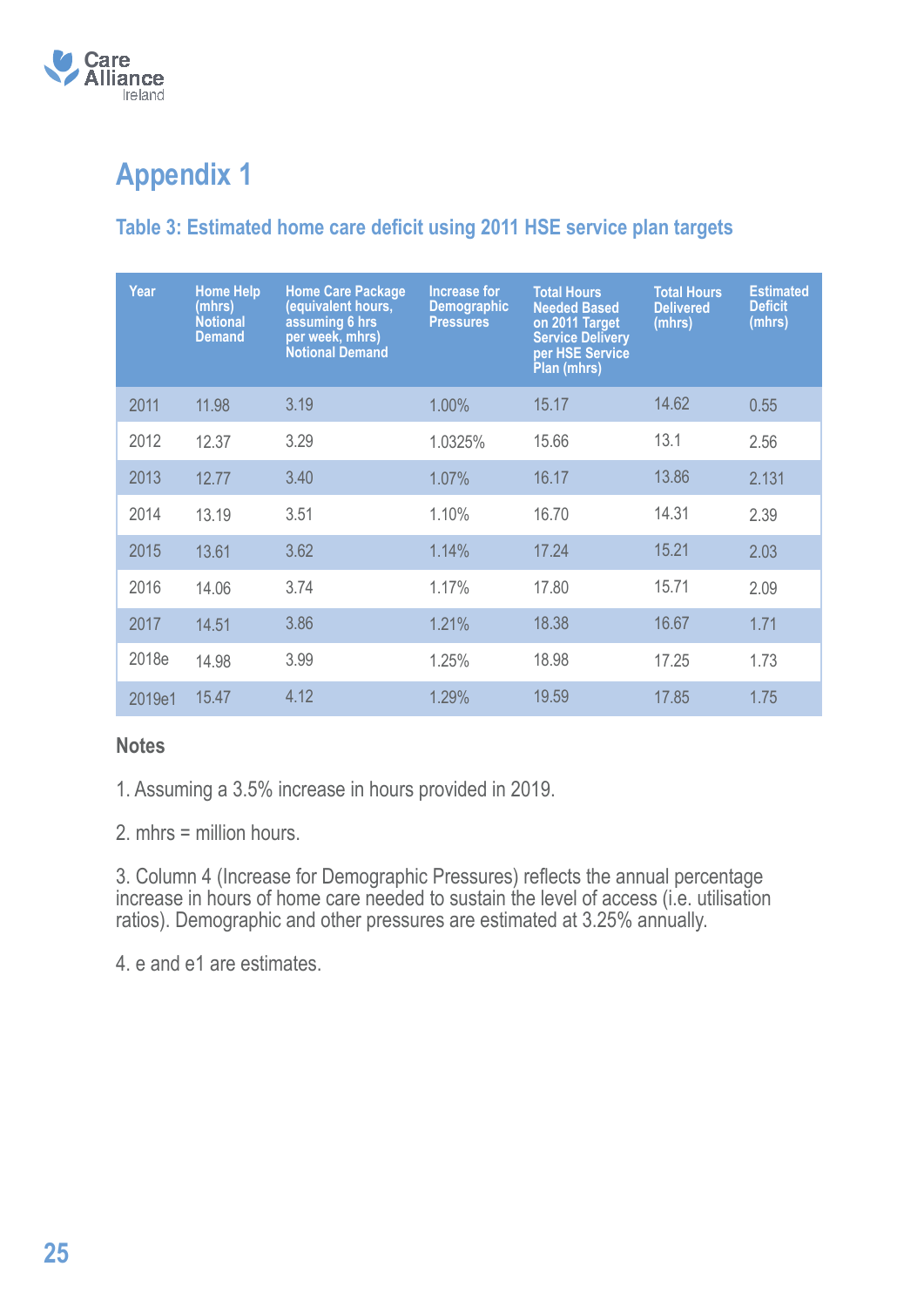# Appendix 1

## Table 3: Estimated home care deficit using 2011 HSE service plan targets

| Year | Home Help (mhrs) Notional Demand | Home Care Package (equivalent hours, assuming 6 hrs per week, mhrs) Notional Demand | Increase for Demographic Pressures | Total Hours Needed Based on 2011 Target Service Delivery per HSE Service Plan (mhrs) | Total Hours Delivered (mhrs) | Estimated Deficit (mhrs) |
|---|---|---|---|---|---|---|
| 2011 | 11.98 | 3.19 | 1.00% | 15.17 | 14.62 | 0.55 |
| 2012 | 12.37 | 3.29 | 1.0325% | 15.66 | 13.1 | 2.56 |
| 2013 | 12.77 | 3.40 | 1.07% | 16.17 | 13.86 | 2.131 |
| 2014 | 13.19 | 3.51 | 1.10% | 16.70 | 14.31 | 2.39 |
| 2015 | 13.61 | 3.62 | 1.14% | 17.24 | 15.21 | 2.03 |
| 2016 | 14.06 | 3.74 | 1.17% | 17.80 | 15.71 | 2.09 |
| 2017 | 14.51 | 3.86 | 1.21% | 18.38 | 16.67 | 1.71 |
| 2018e | 14.98 | 3.99 | 1.25% | 18.98 | 17.25 | 1.73 |
| 2019e1 | 15.47 | 4.12 | 1.29% | 19.59 | 17.85 | 1.75 |

### Notes

1. Assuming a 3.5% increase in hours provided in 2019.

2. mhrs = million hours.

3. Column 4 (Increase for Demographic Pressures) reflects the annual percentage increase in hours of home care needed to sustain the level of access (i.e. utilisation ratios). Demographic and other pressures are estimated at 3.25% annually.

4. e and e1 are estimates.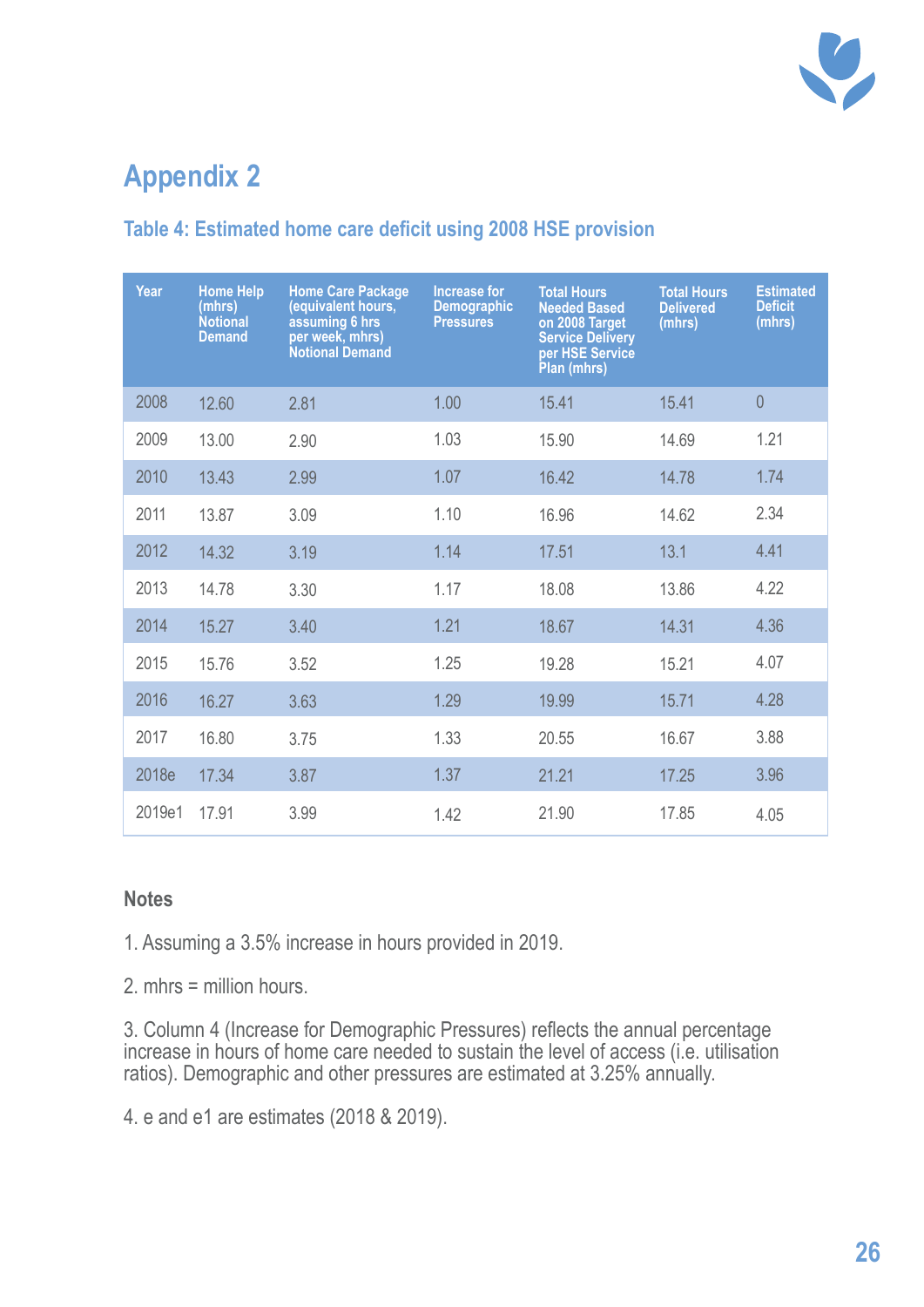## Appendix 2

### Table 4: Estimated home care deficit using 2008 HSE provision

| Year | Home Help (mhrs) Notional Demand | Home Care Package (equivalent hours, assuming 6 hrs per week, mhrs) Notional Demand | Increase for Demographic Pressures | Total Hours Needed Based on 2008 Target Service Delivery per HSE Service Plan (mhrs) | Total Hours Delivered (mhrs) | Estimated Deficit (mhrs) |
|---|---|---|---|---|---|---|
| 2008 | 12.60 | 2.81 | 1.00 | 15.41 | 15.41 | 0 |
| 2009 | 13.00 | 2.90 | 1.03 | 15.90 | 14.69 | 1.21 |
| 2010 | 13.43 | 2.99 | 1.07 | 16.42 | 14.78 | 1.74 |
| 2011 | 13.87 | 3.09 | 1.10 | 16.96 | 14.62 | 2.34 |
| 2012 | 14.32 | 3.19 | 1.14 | 17.51 | 13.1 | 4.41 |
| 2013 | 14.78 | 3.30 | 1.17 | 18.08 | 13.86 | 4.22 |
| 2014 | 15.27 | 3.40 | 1.21 | 18.67 | 14.31 | 4.36 |
| 2015 | 15.76 | 3.52 | 1.25 | 19.28 | 15.21 | 4.07 |
| 2016 | 16.27 | 3.63 | 1.29 | 19.99 | 15.71 | 4.28 |
| 2017 | 16.80 | 3.75 | 1.33 | 20.55 | 16.67 | 3.88 |
| 2018e | 17.34 | 3.87 | 1.37 | 21.21 | 17.25 | 3.96 |
| 2019e1 | 17.91 | 3.99 | 1.42 | 21.90 | 17.85 | 4.05 |

#### Notes

1. Assuming a 3.5% increase in hours provided in 2019.

2. mhrs = million hours.

3. Column 4 (Increase for Demographic Pressures) reflects the annual percentage increase in hours of home care needed to sustain the level of access (i.e. utilisation ratios). Demographic and other pressures are estimated at 3.25% annually.

4. e and e1 are estimates (2018 & 2019).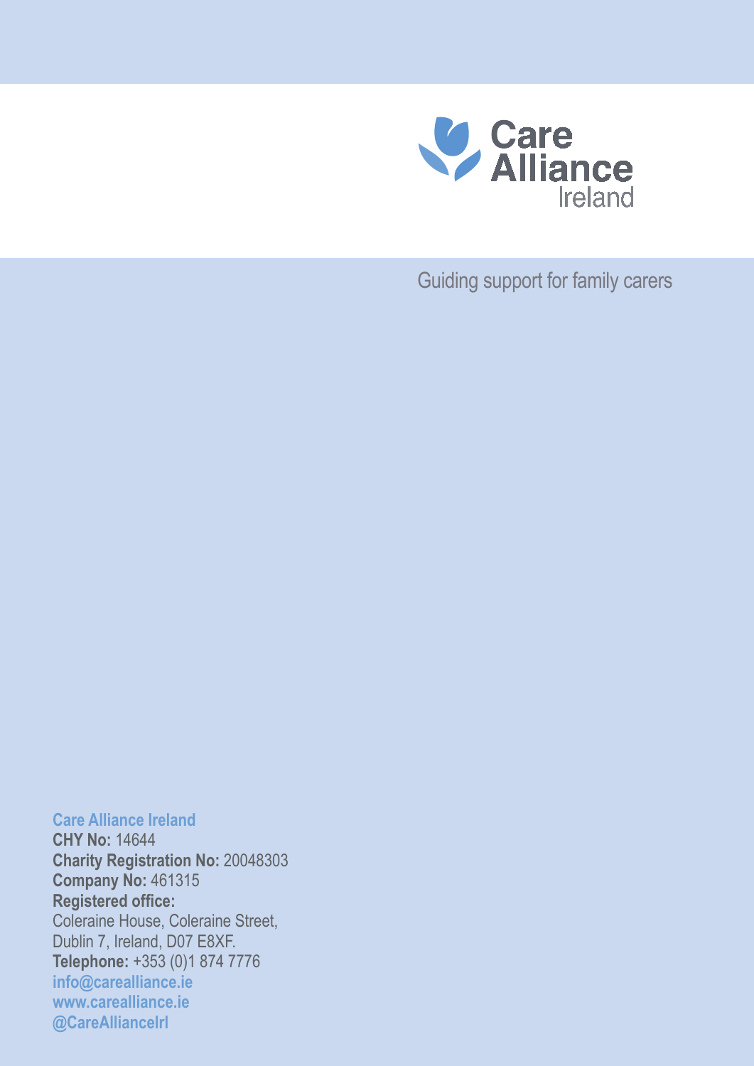Care Alliance Ireland

Guiding support for family carers

**Care Alliance Ireland**
**CHY No:** 14644
**Charity Registration No:** 20048303
**Company No:** 461315
**Registered office:**
Coleraine House, Coleraine Street,
Dublin 7, Ireland, D07 E8XF.
**Telephone:** +353 (0)1 874 7776
**info@carealliance.ie**
**www.carealliance.ie**
**@CareAllianceIrl**